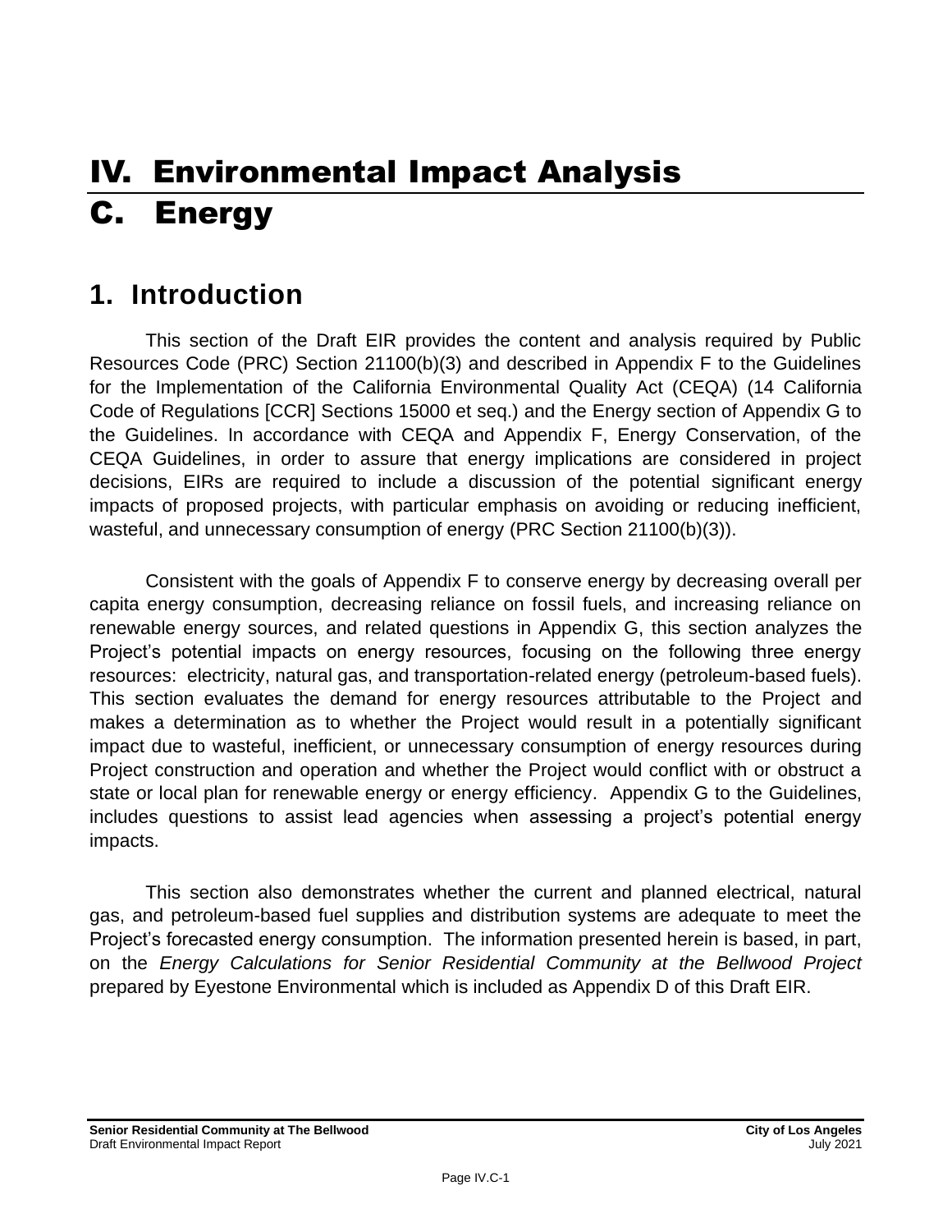# IV. Environmental Impact Analysis

# C. Energy

## 1. Introduction

This section of the Draft EIR provides the content and analysis required by Public Resources Code (PRC) Section 21100(b)(3) and described in Appendix F to the Guidelines for the Implementation of the California Environmental Quality Act (CEQA) (14 California Code of Regulations [CCR] Sections 15000 et seq.) and the Energy section of Appendix G to the Guidelines. In accordance with CEQA and Appendix F, Energy Conservation, of the CEQA Guidelines, in order to assure that energy implications are considered in project decisions, EIRs are required to include a discussion of the potential significant energy impacts of proposed projects, with particular emphasis on avoiding or reducing inefficient, wasteful, and unnecessary consumption of energy (PRC Section 21100(b)(3)).

Consistent with the goals of Appendix F to conserve energy by decreasing overall per capita energy consumption, decreasing reliance on fossil fuels, and increasing reliance on renewable energy sources, and related questions in Appendix G, this section analyzes the Project's potential impacts on energy resources, focusing on the following three energy resources: electricity, natural gas, and transportation-related energy (petroleum-based fuels). This section evaluates the demand for energy resources attributable to the Project and makes a determination as to whether the Project would result in a potentially significant impact due to wasteful, inefficient, or unnecessary consumption of energy resources during Project construction and operation and whether the Project would conflict with or obstruct a state or local plan for renewable energy or energy efficiency. Appendix G to the Guidelines, includes questions to assist lead agencies when assessing a project's potential energy impacts.

This section also demonstrates whether the current and planned electrical, natural gas, and petroleum-based fuel supplies and distribution systems are adequate to meet the Project's forecasted energy consumption. The information presented herein is based, in part, on the *Energy Calculations for Senior Residential Community at the Bellwood Project* prepared by Eyestone Environmental which is included as Appendix D of this Draft EIR.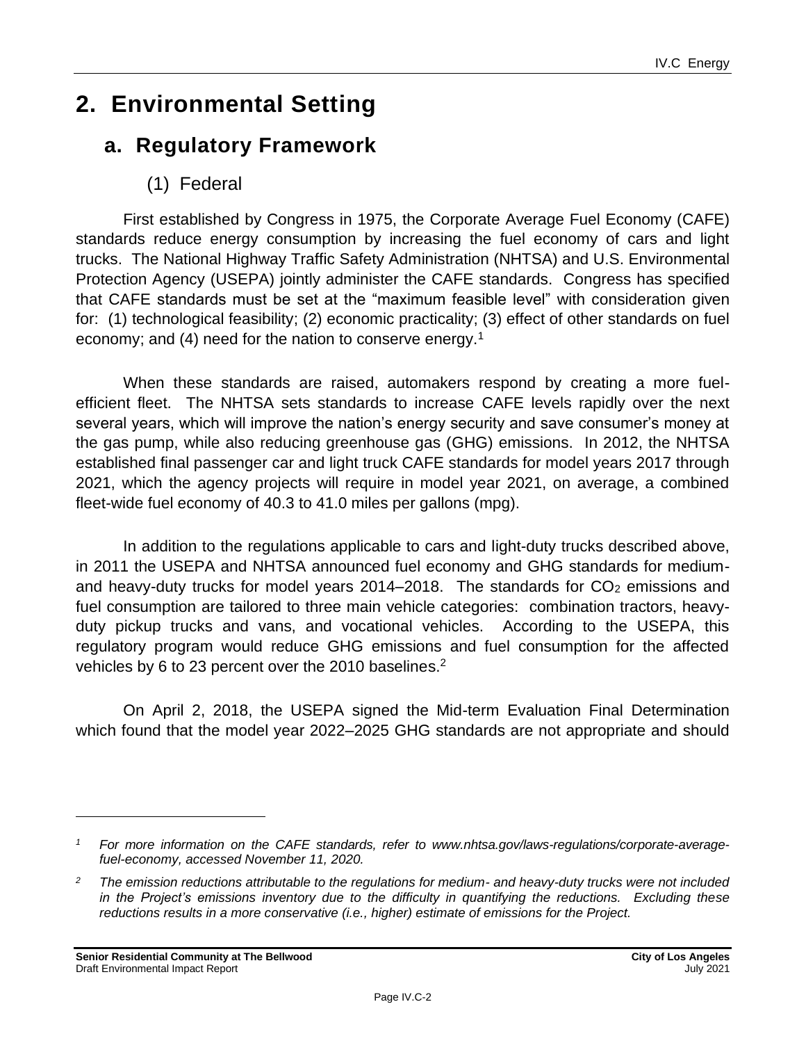# 2. Environmental Setting

## a. Regulatory Framework

### (1) Federal

First established by Congress in 1975, the Corporate Average Fuel Economy (CAFE) standards reduce energy consumption by increasing the fuel economy of cars and light trucks. The National Highway Traffic Safety Administration (NHTSA) and U.S. Environmental Protection Agency (USEPA) jointly administer the CAFE standards. Congress has specified that CAFE standards must be set at the "maximum feasible level" with consideration given for: (1) technological feasibility; (2) economic practicality; (3) effect of other standards on fuel economy; and (4) need for the nation to conserve energy.[1]

When these standards are raised, automakers respond by creating a more fuel-efficient fleet. The NHTSA sets standards to increase CAFE levels rapidly over the next several years, which will improve the nation's energy security and save consumer's money at the gas pump, while also reducing greenhouse gas (GHG) emissions. In 2012, the NHTSA established final passenger car and light truck CAFE standards for model years 2017 through 2021, which the agency projects will require in model year 2021, on average, a combined fleet-wide fuel economy of 40.3 to 41.0 miles per gallons (mpg).

In addition to the regulations applicable to cars and light-duty trucks described above, in 2011 the USEPA and NHTSA announced fuel economy and GHG standards for medium- and heavy-duty trucks for model years 2014–2018. The standards for $CO_2$ emissions and fuel consumption are tailored to three main vehicle categories: combination tractors, heavy-duty pickup trucks and vans, and vocational vehicles. According to the USEPA, this regulatory program would reduce GHG emissions and fuel consumption for the affected vehicles by 6 to 23 percent over the 2010 baselines.[2]

On April 2, 2018, the USEPA signed the Mid-term Evaluation Final Determination which found that the model year 2022–2025 GHG standards are not appropriate and should

---

*[1] For more information on the CAFE standards, refer to www.nhtsa.gov/laws-regulations/corporate-average-fuel-economy, accessed November 11, 2020.*

*[2] The emission reductions attributable to the regulations for medium- and heavy-duty trucks were not included in the Project's emissions inventory due to the difficulty in quantifying the reductions. Excluding these reductions results in a more conservative (i.e., higher) estimate of emissions for the Project.*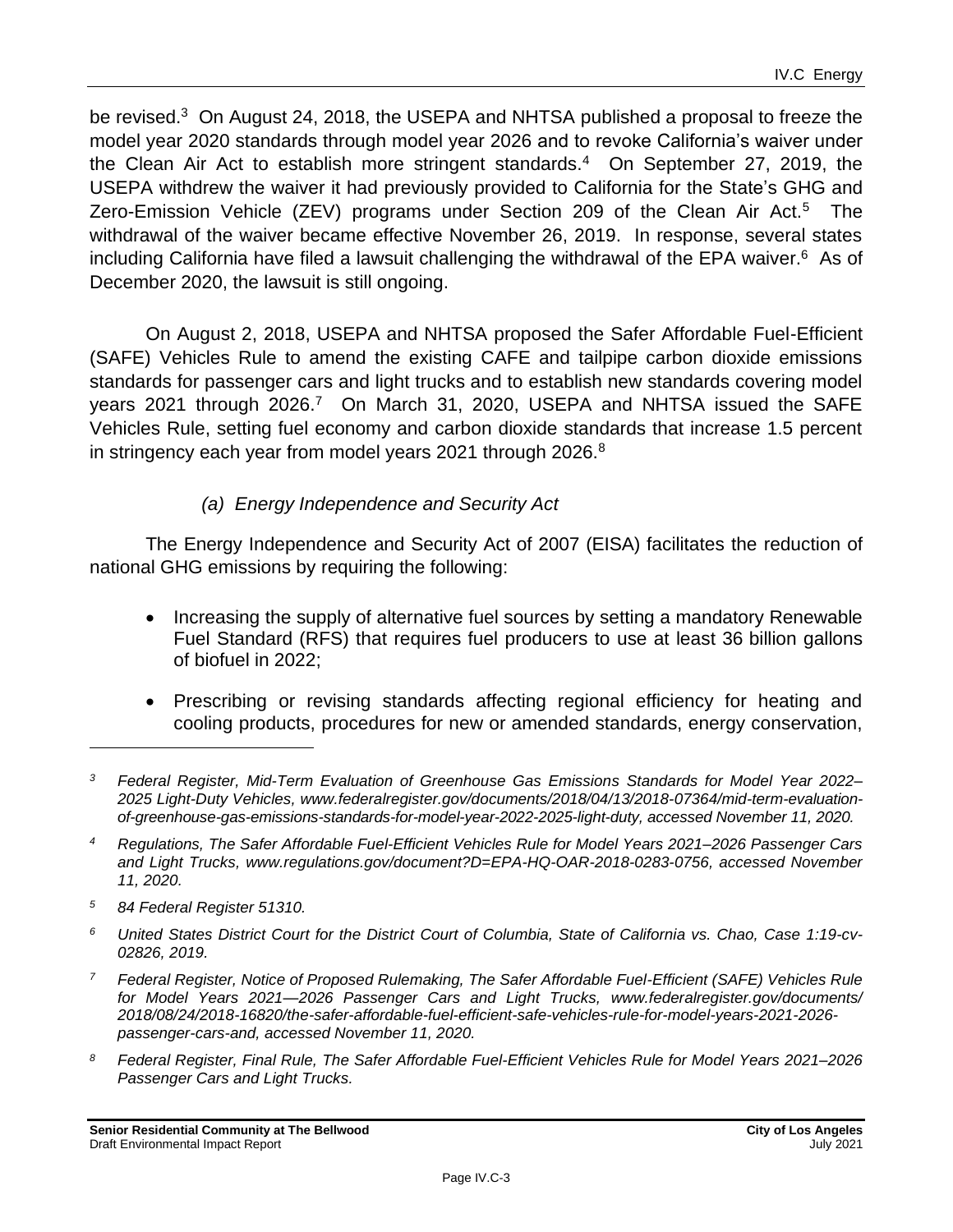be revised.[3] On August 24, 2018, the USEPA and NHTSA published a proposal to freeze the model year 2020 standards through model year 2026 and to revoke California's waiver under the Clean Air Act to establish more stringent standards.[4] On September 27, 2019, the USEPA withdrew the waiver it had previously provided to California for the State's GHG and Zero-Emission Vehicle (ZEV) programs under Section 209 of the Clean Air Act.[5] The withdrawal of the waiver became effective November 26, 2019. In response, several states including California have filed a lawsuit challenging the withdrawal of the EPA waiver.[6] As of December 2020, the lawsuit is still ongoing.

On August 2, 2018, USEPA and NHTSA proposed the Safer Affordable Fuel-Efficient (SAFE) Vehicles Rule to amend the existing CAFE and tailpipe carbon dioxide emissions standards for passenger cars and light trucks and to establish new standards covering model years 2021 through 2026.[7] On March 31, 2020, USEPA and NHTSA issued the SAFE Vehicles Rule, setting fuel economy and carbon dioxide standards that increase 1.5 percent in stringency each year from model years 2021 through 2026.[8]

#### *(a) Energy Independence and Security Act*

The Energy Independence and Security Act of 2007 (EISA) facilitates the reduction of national GHG emissions by requiring the following:

- Increasing the supply of alternative fuel sources by setting a mandatory Renewable Fuel Standard (RFS) that requires fuel producers to use at least 36 billion gallons of biofuel in 2022;
- Prescribing or revising standards affecting regional efficiency for heating and cooling products, procedures for new or amended standards, energy conservation,

---

*[3] Federal Register, Mid-Term Evaluation of Greenhouse Gas Emissions Standards for Model Year 2022–2025 Light-Duty Vehicles, www.federalregister.gov/documents/2018/04/13/2018-07364/mid-term-evaluation-of-greenhouse-gas-emissions-standards-for-model-year-2022-2025-light-duty, accessed November 11, 2020.*

*[4] Regulations, The Safer Affordable Fuel-Efficient Vehicles Rule for Model Years 2021–2026 Passenger Cars and Light Trucks, www.regulations.gov/document?D=EPA-HQ-OAR-2018-0283-0756, accessed November 11, 2020.*

*[5] 84 Federal Register 51310.*

*[6] United States District Court for the District Court of Columbia, State of California vs. Chao, Case 1:19-cv-02826, 2019.*

*[7] Federal Register, Notice of Proposed Rulemaking, The Safer Affordable Fuel-Efficient (SAFE) Vehicles Rule for Model Years 2021—2026 Passenger Cars and Light Trucks, www.federalregister.gov/documents/2018/08/24/2018-16820/the-safer-affordable-fuel-efficient-safe-vehicles-rule-for-model-years-2021-2026-passenger-cars-and, accessed November 11, 2020.*

*[8] Federal Register, Final Rule, The Safer Affordable Fuel-Efficient Vehicles Rule for Model Years 2021–2026 Passenger Cars and Light Trucks.*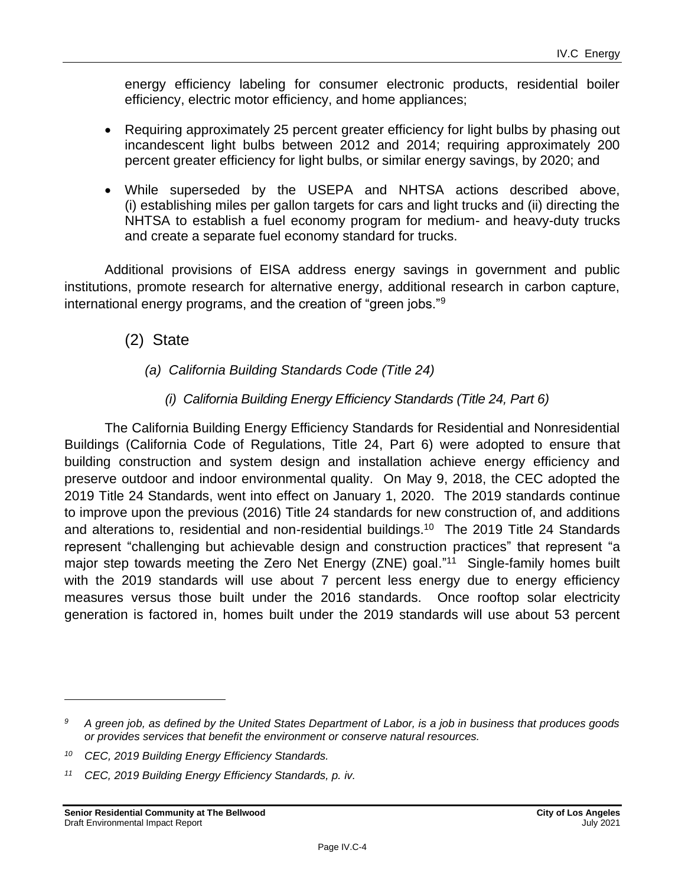energy efficiency labeling for consumer electronic products, residential boiler efficiency, electric motor efficiency, and home appliances;

- Requiring approximately 25 percent greater efficiency for light bulbs by phasing out incandescent light bulbs between 2012 and 2014; requiring approximately 200 percent greater efficiency for light bulbs, or similar energy savings, by 2020; and
- While superseded by the USEPA and NHTSA actions described above, (i) establishing miles per gallon targets for cars and light trucks and (ii) directing the NHTSA to establish a fuel economy program for medium- and heavy-duty trucks and create a separate fuel economy standard for trucks.

Additional provisions of EISA address energy savings in government and public institutions, promote research for alternative energy, additional research in carbon capture, international energy programs, and the creation of "green jobs."[9]

## (2) State

### *(a) California Building Standards Code (Title 24)*

#### *(i) California Building Energy Efficiency Standards (Title 24, Part 6)*

The California Building Energy Efficiency Standards for Residential and Nonresidential Buildings (California Code of Regulations, Title 24, Part 6) were adopted to ensure that building construction and system design and installation achieve energy efficiency and preserve outdoor and indoor environmental quality. On May 9, 2018, the CEC adopted the 2019 Title 24 Standards, went into effect on January 1, 2020. The 2019 standards continue to improve upon the previous (2016) Title 24 standards for new construction of, and additions and alterations to, residential and non-residential buildings.[10] The 2019 Title 24 Standards represent "challenging but achievable design and construction practices" that represent "a major step towards meeting the Zero Net Energy (ZNE) goal."[11] Single-family homes built with the 2019 standards will use about 7 percent less energy due to energy efficiency measures versus those built under the 2016 standards. Once rooftop solar electricity generation is factored in, homes built under the 2019 standards will use about 53 percent

---

*[9] A green job, as defined by the United States Department of Labor, is a job in business that produces goods or provides services that benefit the environment or conserve natural resources.*

*[10] CEC, 2019 Building Energy Efficiency Standards.*

*[11] CEC, 2019 Building Energy Efficiency Standards, p. iv.*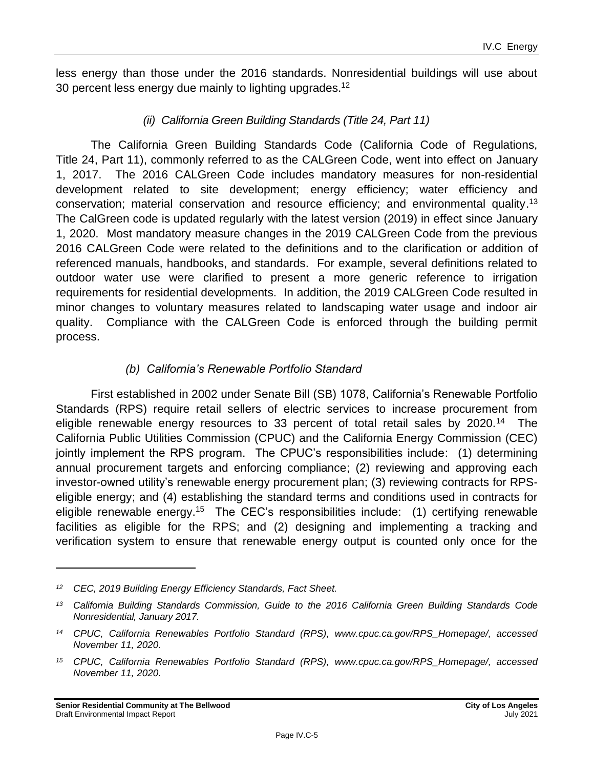less energy than those under the 2016 standards. Nonresidential buildings will use about 30 percent less energy due mainly to lighting upgrades.[12]

*(ii) California Green Building Standards (Title 24, Part 11)*

The California Green Building Standards Code (California Code of Regulations, Title 24, Part 11), commonly referred to as the CALGreen Code, went into effect on January 1, 2017. The 2016 CALGreen Code includes mandatory measures for non-residential development related to site development; energy efficiency; water efficiency and conservation; material conservation and resource efficiency; and environmental quality.[13] The CalGreen code is updated regularly with the latest version (2019) in effect since January 1, 2020. Most mandatory measure changes in the 2019 CALGreen Code from the previous 2016 CALGreen Code were related to the definitions and to the clarification or addition of referenced manuals, handbooks, and standards. For example, several definitions related to outdoor water use were clarified to present a more generic reference to irrigation requirements for residential developments. In addition, the 2019 CALGreen Code resulted in minor changes to voluntary measures related to landscaping water usage and indoor air quality. Compliance with the CALGreen Code is enforced through the building permit process.

*(b) California's Renewable Portfolio Standard*

First established in 2002 under Senate Bill (SB) 1078, California's Renewable Portfolio Standards (RPS) require retail sellers of electric services to increase procurement from eligible renewable energy resources to 33 percent of total retail sales by 2020.[14] The California Public Utilities Commission (CPUC) and the California Energy Commission (CEC) jointly implement the RPS program. The CPUC's responsibilities include: (1) determining annual procurement targets and enforcing compliance; (2) reviewing and approving each investor-owned utility's renewable energy procurement plan; (3) reviewing contracts for RPS-eligible energy; and (4) establishing the standard terms and conditions used in contracts for eligible renewable energy.[15] The CEC's responsibilities include: (1) certifying renewable facilities as eligible for the RPS; and (2) designing and implementing a tracking and verification system to ensure that renewable energy output is counted only once for the

---

[12] *CEC, 2019 Building Energy Efficiency Standards, Fact Sheet.*

[13] *California Building Standards Commission, Guide to the 2016 California Green Building Standards Code Nonresidential, January 2017.*

[14] *CPUC, California Renewables Portfolio Standard (RPS), www.cpuc.ca.gov/RPS_Homepage/, accessed November 11, 2020.*

[15] *CPUC, California Renewables Portfolio Standard (RPS), www.cpuc.ca.gov/RPS_Homepage/, accessed November 11, 2020.*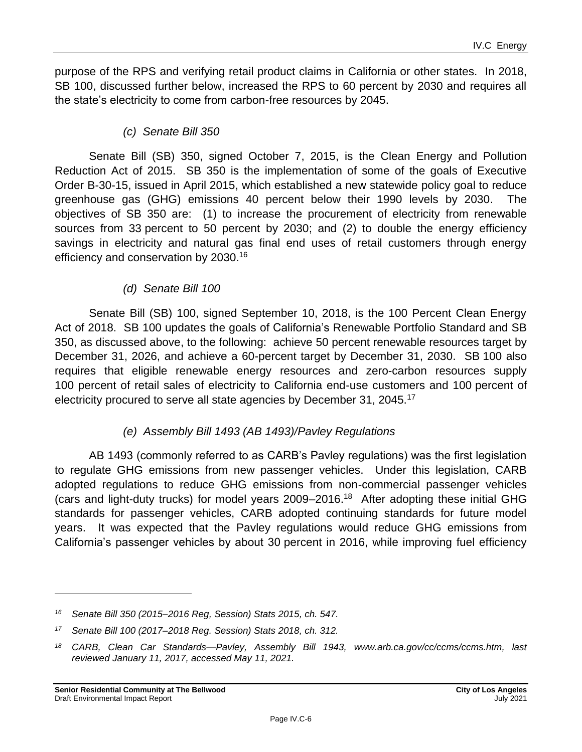purpose of the RPS and verifying retail product claims in California or other states. In 2018, SB 100, discussed further below, increased the RPS to 60 percent by 2030 and requires all the state's electricity to come from carbon-free resources by 2045.

#### *(c) Senate Bill 350*

Senate Bill (SB) 350, signed October 7, 2015, is the Clean Energy and Pollution Reduction Act of 2015. SB 350 is the implementation of some of the goals of Executive Order B-30-15, issued in April 2015, which established a new statewide policy goal to reduce greenhouse gas (GHG) emissions 40 percent below their 1990 levels by 2030. The objectives of SB 350 are: (1) to increase the procurement of electricity from renewable sources from 33 percent to 50 percent by 2030; and (2) to double the energy efficiency savings in electricity and natural gas final end uses of retail customers through energy efficiency and conservation by 2030.[16]

#### *(d) Senate Bill 100*

Senate Bill (SB) 100, signed September 10, 2018, is the 100 Percent Clean Energy Act of 2018. SB 100 updates the goals of California's Renewable Portfolio Standard and SB 350, as discussed above, to the following: achieve 50 percent renewable resources target by December 31, 2026, and achieve a 60-percent target by December 31, 2030. SB 100 also requires that eligible renewable energy resources and zero-carbon resources supply 100 percent of retail sales of electricity to California end-use customers and 100 percent of electricity procured to serve all state agencies by December 31, 2045.[17]

#### *(e) Assembly Bill 1493 (AB 1493)/Pavley Regulations*

AB 1493 (commonly referred to as CARB's Pavley regulations) was the first legislation to regulate GHG emissions from new passenger vehicles. Under this legislation, CARB adopted regulations to reduce GHG emissions from non-commercial passenger vehicles (cars and light-duty trucks) for model years 2009–2016.[18] After adopting these initial GHG standards for passenger vehicles, CARB adopted continuing standards for future model years. It was expected that the Pavley regulations would reduce GHG emissions from California's passenger vehicles by about 30 percent in 2016, while improving fuel efficiency

---

*[16] Senate Bill 350 (2015–2016 Reg, Session) Stats 2015, ch. 547.*

*[17] Senate Bill 100 (2017–2018 Reg. Session) Stats 2018, ch. 312.*

*[18] CARB, Clean Car Standards—Pavley, Assembly Bill 1943, www.arb.ca.gov/cc/ccms/ccms.htm, last reviewed January 11, 2017, accessed May 11, 2021.*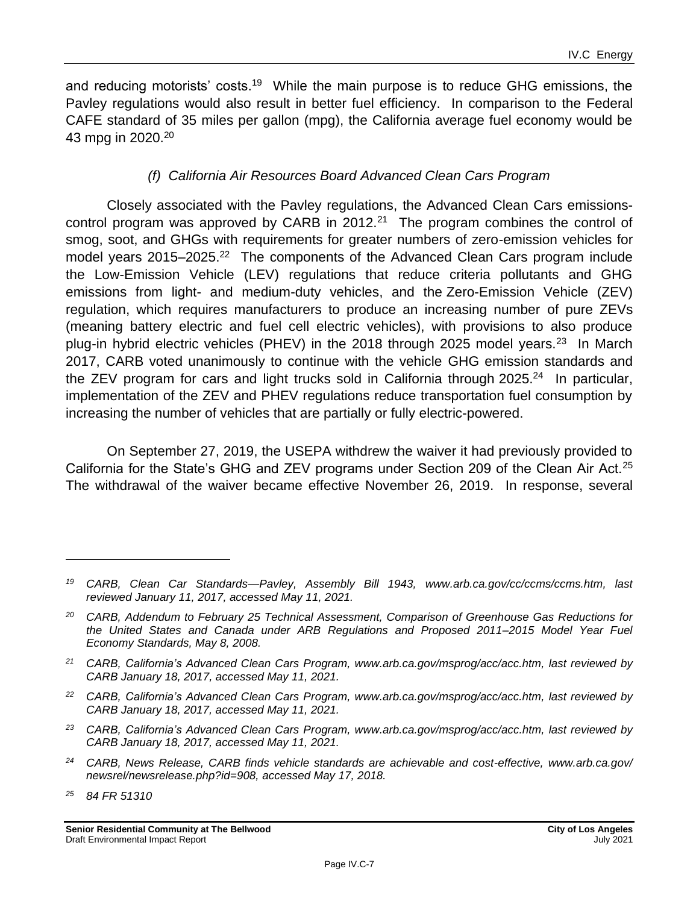and reducing motorists' costs.[19] While the main purpose is to reduce GHG emissions, the Pavley regulations would also result in better fuel efficiency. In comparison to the Federal CAFE standard of 35 miles per gallon (mpg), the California average fuel economy would be 43 mpg in 2020.[20]

### *(f) California Air Resources Board Advanced Clean Cars Program*

Closely associated with the Pavley regulations, the Advanced Clean Cars emissions-control program was approved by CARB in 2012.[21] The program combines the control of smog, soot, and GHGs with requirements for greater numbers of zero-emission vehicles for model years 2015–2025.[22] The components of the Advanced Clean Cars program include the Low-Emission Vehicle (LEV) regulations that reduce criteria pollutants and GHG emissions from light- and medium-duty vehicles, and the Zero-Emission Vehicle (ZEV) regulation, which requires manufacturers to produce an increasing number of pure ZEVs (meaning battery electric and fuel cell electric vehicles), with provisions to also produce plug-in hybrid electric vehicles (PHEV) in the 2018 through 2025 model years.[23] In March 2017, CARB voted unanimously to continue with the vehicle GHG emission standards and the ZEV program for cars and light trucks sold in California through 2025.[24] In particular, implementation of the ZEV and PHEV regulations reduce transportation fuel consumption by increasing the number of vehicles that are partially or fully electric-powered.

On September 27, 2019, the USEPA withdrew the waiver it had previously provided to California for the State's GHG and ZEV programs under Section 209 of the Clean Air Act.[25] The withdrawal of the waiver became effective November 26, 2019. In response, several

---

*[19] CARB, Clean Car Standards—Pavley, Assembly Bill 1943, www.arb.ca.gov/cc/ccms/ccms.htm, last reviewed January 11, 2017, accessed May 11, 2021.*

*[20] CARB, Addendum to February 25 Technical Assessment, Comparison of Greenhouse Gas Reductions for the United States and Canada under ARB Regulations and Proposed 2011–2015 Model Year Fuel Economy Standards, May 8, 2008.*

*[21] CARB, California's Advanced Clean Cars Program, www.arb.ca.gov/msprog/acc/acc.htm, last reviewed by CARB January 18, 2017, accessed May 11, 2021.*

*[22] CARB, California's Advanced Clean Cars Program, www.arb.ca.gov/msprog/acc/acc.htm, last reviewed by CARB January 18, 2017, accessed May 11, 2021.*

*[23] CARB, California's Advanced Clean Cars Program, www.arb.ca.gov/msprog/acc/acc.htm, last reviewed by CARB January 18, 2017, accessed May 11, 2021.*

*[24] CARB, News Release, CARB finds vehicle standards are achievable and cost-effective, www.arb.ca.gov/newsrel/newsrelease.php?id=908, accessed May 17, 2018.*

*[25] 84 FR 51310*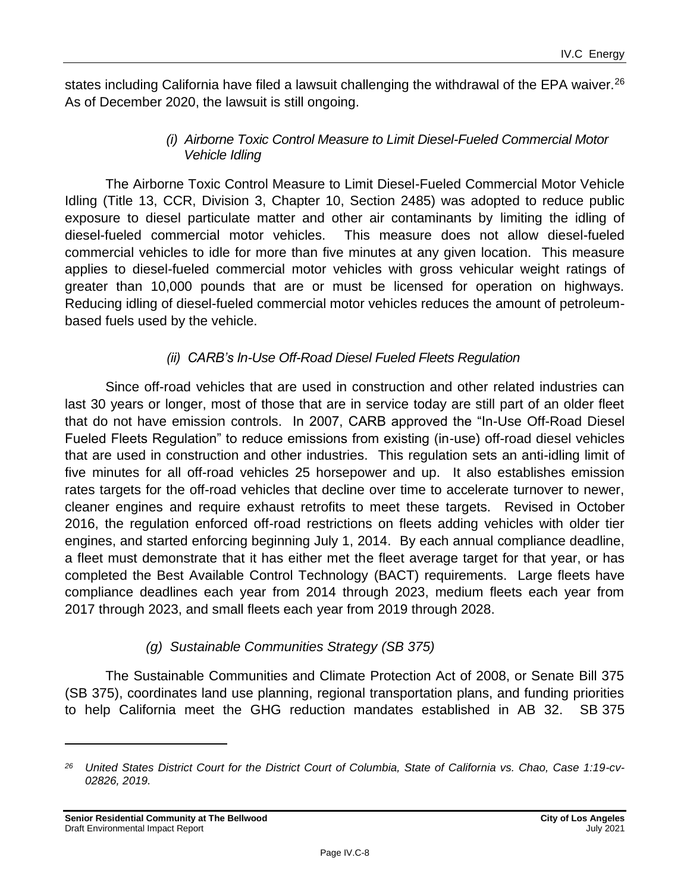states including California have filed a lawsuit challenging the withdrawal of the EPA waiver.[26] As of December 2020, the lawsuit is still ongoing.

*(i) Airborne Toxic Control Measure to Limit Diesel-Fueled Commercial Motor Vehicle Idling*

The Airborne Toxic Control Measure to Limit Diesel-Fueled Commercial Motor Vehicle Idling (Title 13, CCR, Division 3, Chapter 10, Section 2485) was adopted to reduce public exposure to diesel particulate matter and other air contaminants by limiting the idling of diesel-fueled commercial motor vehicles. This measure does not allow diesel-fueled commercial vehicles to idle for more than five minutes at any given location. This measure applies to diesel-fueled commercial motor vehicles with gross vehicular weight ratings of greater than 10,000 pounds that are or must be licensed for operation on highways. Reducing idling of diesel-fueled commercial motor vehicles reduces the amount of petroleum-based fuels used by the vehicle.

*(ii) CARB's In-Use Off-Road Diesel Fueled Fleets Regulation*

Since off-road vehicles that are used in construction and other related industries can last 30 years or longer, most of those that are in service today are still part of an older fleet that do not have emission controls. In 2007, CARB approved the "In-Use Off-Road Diesel Fueled Fleets Regulation" to reduce emissions from existing (in-use) off-road diesel vehicles that are used in construction and other industries. This regulation sets an anti-idling limit of five minutes for all off-road vehicles 25 horsepower and up. It also establishes emission rates targets for the off-road vehicles that decline over time to accelerate turnover to newer, cleaner engines and require exhaust retrofits to meet these targets. Revised in October 2016, the regulation enforced off-road restrictions on fleets adding vehicles with older tier engines, and started enforcing beginning July 1, 2014. By each annual compliance deadline, a fleet must demonstrate that it has either met the fleet average target for that year, or has completed the Best Available Control Technology (BACT) requirements. Large fleets have compliance deadlines each year from 2014 through 2023, medium fleets each year from 2017 through 2023, and small fleets each year from 2019 through 2028.

*(g) Sustainable Communities Strategy (SB 375)*

The Sustainable Communities and Climate Protection Act of 2008, or Senate Bill 375 (SB 375), coordinates land use planning, regional transportation plans, and funding priorities to help California meet the GHG reduction mandates established in AB 32. SB 375

---

[26] *United States District Court for the District Court of Columbia, State of California vs. Chao, Case 1:19-cv-02826, 2019.*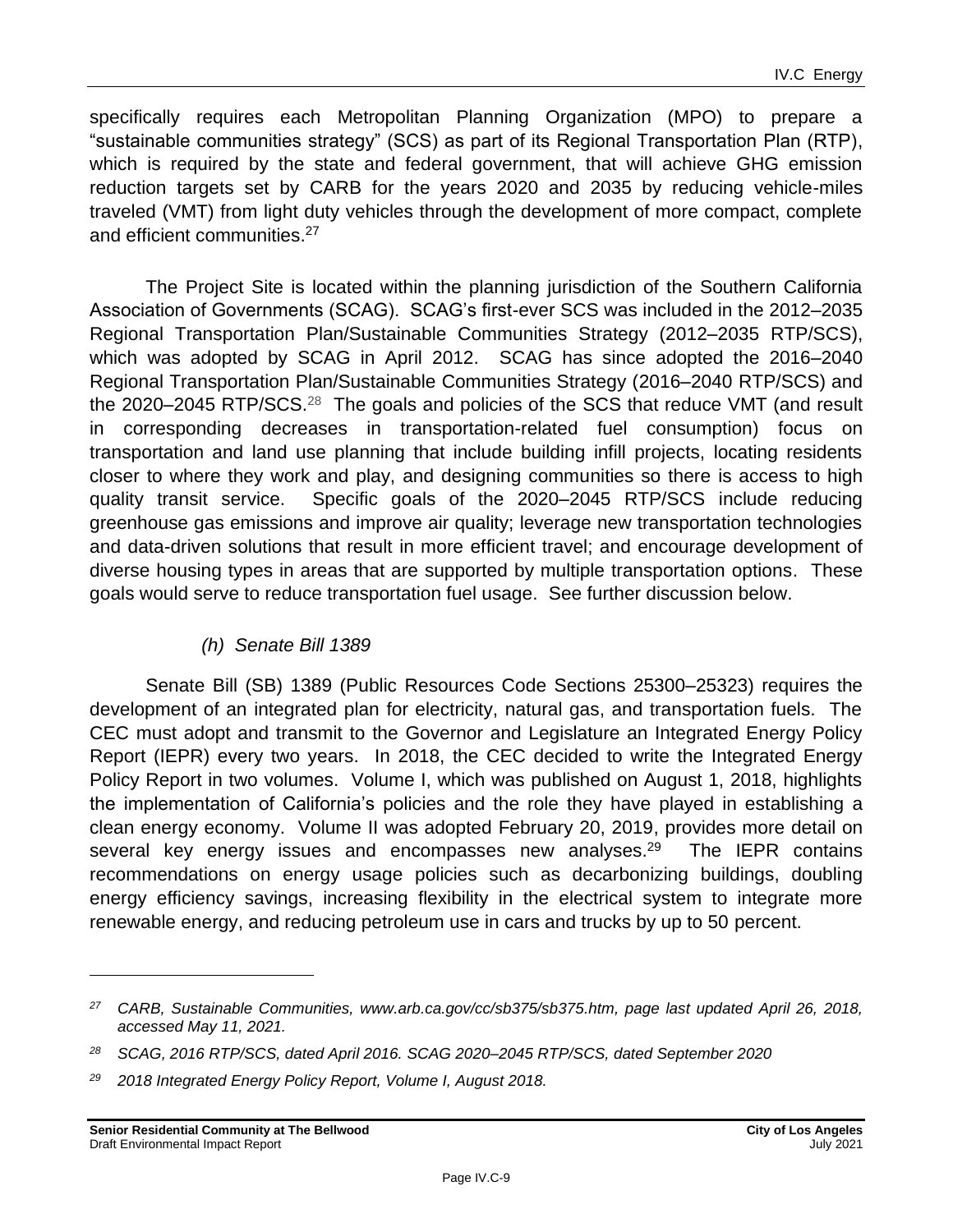specifically requires each Metropolitan Planning Organization (MPO) to prepare a "sustainable communities strategy" (SCS) as part of its Regional Transportation Plan (RTP), which is required by the state and federal government, that will achieve GHG emission reduction targets set by CARB for the years 2020 and 2035 by reducing vehicle-miles traveled (VMT) from light duty vehicles through the development of more compact, complete and efficient communities.[27]

The Project Site is located within the planning jurisdiction of the Southern California Association of Governments (SCAG). SCAG's first-ever SCS was included in the 2012–2035 Regional Transportation Plan/Sustainable Communities Strategy (2012–2035 RTP/SCS), which was adopted by SCAG in April 2012. SCAG has since adopted the 2016–2040 Regional Transportation Plan/Sustainable Communities Strategy (2016–2040 RTP/SCS) and the 2020–2045 RTP/SCS.[28] The goals and policies of the SCS that reduce VMT (and result in corresponding decreases in transportation-related fuel consumption) focus on transportation and land use planning that include building infill projects, locating residents closer to where they work and play, and designing communities so there is access to high quality transit service. Specific goals of the 2020–2045 RTP/SCS include reducing greenhouse gas emissions and improve air quality; leverage new transportation technologies and data-driven solutions that result in more efficient travel; and encourage development of diverse housing types in areas that are supported by multiple transportation options. These goals would serve to reduce transportation fuel usage. See further discussion below.

*(h) Senate Bill 1389*

Senate Bill (SB) 1389 (Public Resources Code Sections 25300–25323) requires the development of an integrated plan for electricity, natural gas, and transportation fuels. The CEC must adopt and transmit to the Governor and Legislature an Integrated Energy Policy Report (IEPR) every two years. In 2018, the CEC decided to write the Integrated Energy Policy Report in two volumes. Volume I, which was published on August 1, 2018, highlights the implementation of California's policies and the role they have played in establishing a clean energy economy. Volume II was adopted February 20, 2019, provides more detail on several key energy issues and encompasses new analyses.[29] The IEPR contains recommendations on energy usage policies such as decarbonizing buildings, doubling energy efficiency savings, increasing flexibility in the electrical system to integrate more renewable energy, and reducing petroleum use in cars and trucks by up to 50 percent.

---

[27] *CARB, Sustainable Communities, www.arb.ca.gov/cc/sb375/sb375.htm, page last updated April 26, 2018, accessed May 11, 2021.*

[28] *SCAG, 2016 RTP/SCS, dated April 2016. SCAG 2020–2045 RTP/SCS, dated September 2020*

[29] *2018 Integrated Energy Policy Report, Volume I, August 2018.*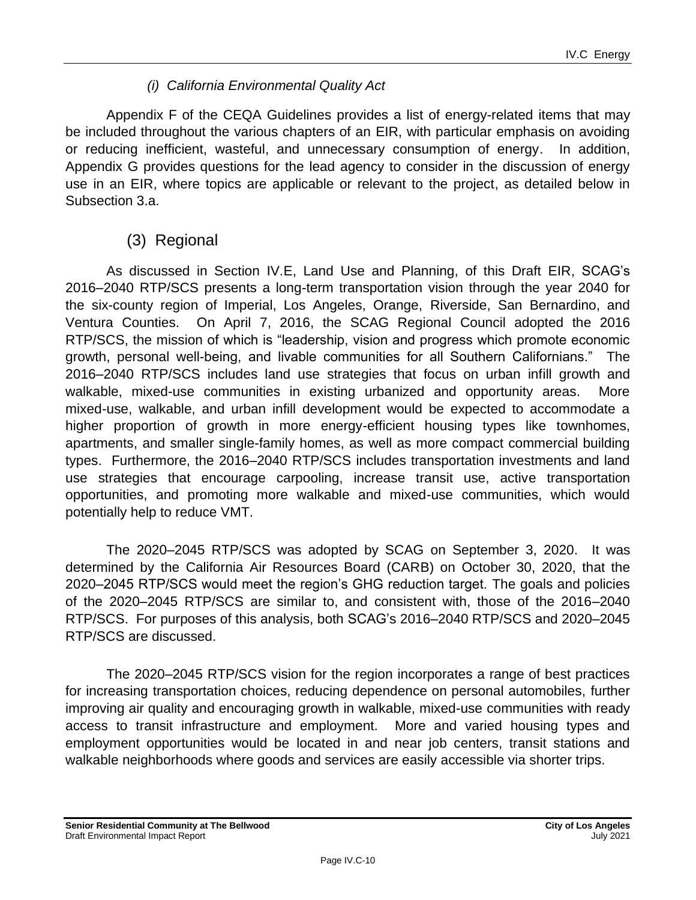#### *(i) California Environmental Quality Act*

Appendix F of the CEQA Guidelines provides a list of energy-related items that may be included throughout the various chapters of an EIR, with particular emphasis on avoiding or reducing inefficient, wasteful, and unnecessary consumption of energy. In addition, Appendix G provides questions for the lead agency to consider in the discussion of energy use in an EIR, where topics are applicable or relevant to the project, as detailed below in Subsection 3.a.

### (3) Regional

As discussed in Section IV.E, Land Use and Planning, of this Draft EIR, SCAG's 2016–2040 RTP/SCS presents a long-term transportation vision through the year 2040 for the six-county region of Imperial, Los Angeles, Orange, Riverside, San Bernardino, and Ventura Counties. On April 7, 2016, the SCAG Regional Council adopted the 2016 RTP/SCS, the mission of which is "leadership, vision and progress which promote economic growth, personal well-being, and livable communities for all Southern Californians." The 2016–2040 RTP/SCS includes land use strategies that focus on urban infill growth and walkable, mixed-use communities in existing urbanized and opportunity areas. More mixed-use, walkable, and urban infill development would be expected to accommodate a higher proportion of growth in more energy-efficient housing types like townhomes, apartments, and smaller single-family homes, as well as more compact commercial building types. Furthermore, the 2016–2040 RTP/SCS includes transportation investments and land use strategies that encourage carpooling, increase transit use, active transportation opportunities, and promoting more walkable and mixed-use communities, which would potentially help to reduce VMT.

The 2020–2045 RTP/SCS was adopted by SCAG on September 3, 2020. It was determined by the California Air Resources Board (CARB) on October 30, 2020, that the 2020–2045 RTP/SCS would meet the region's GHG reduction target. The goals and policies of the 2020–2045 RTP/SCS are similar to, and consistent with, those of the 2016–2040 RTP/SCS. For purposes of this analysis, both SCAG's 2016–2040 RTP/SCS and 2020–2045 RTP/SCS are discussed.

The 2020–2045 RTP/SCS vision for the region incorporates a range of best practices for increasing transportation choices, reducing dependence on personal automobiles, further improving air quality and encouraging growth in walkable, mixed-use communities with ready access to transit infrastructure and employment. More and varied housing types and employment opportunities would be located in and near job centers, transit stations and walkable neighborhoods where goods and services are easily accessible via shorter trips.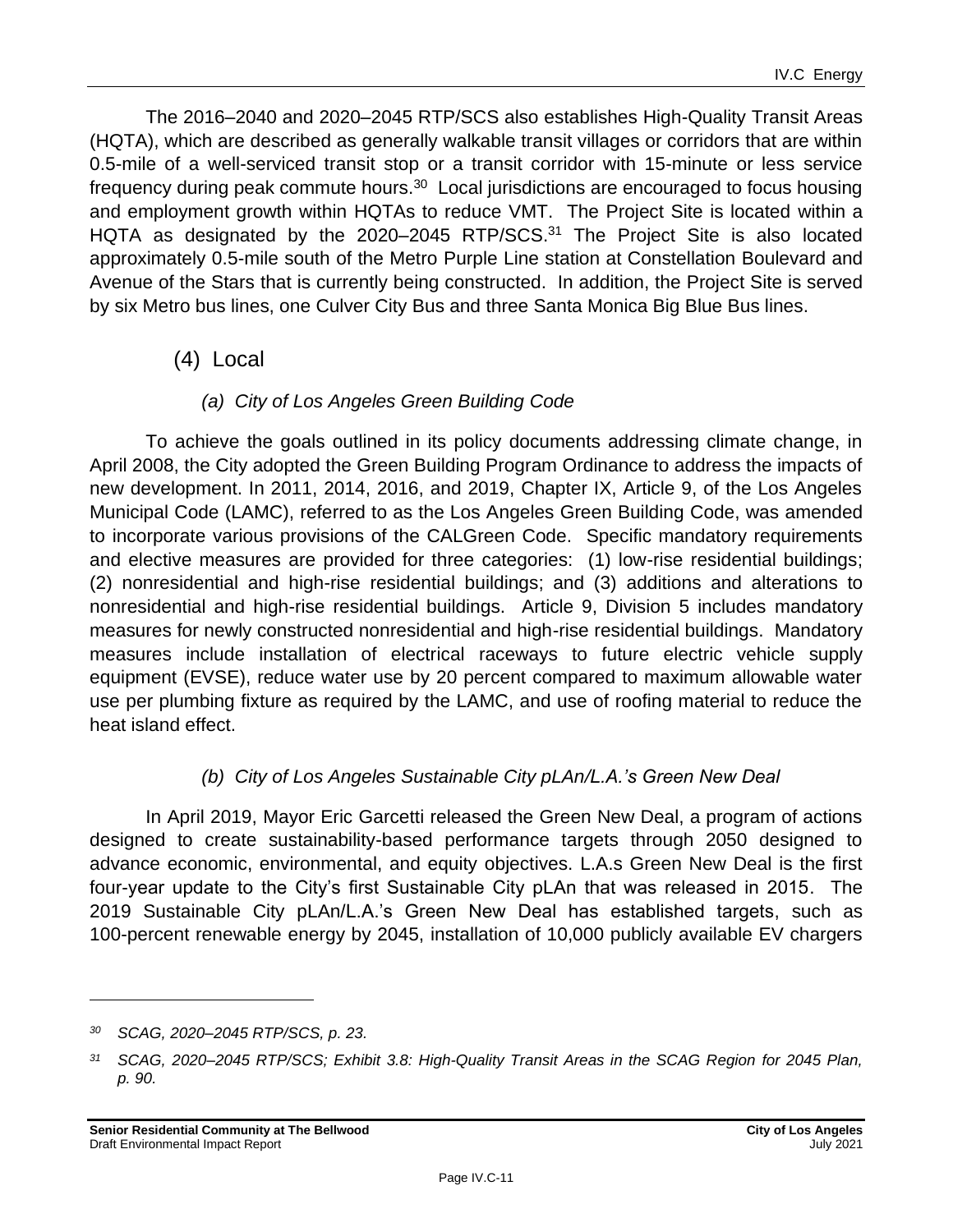The 2016–2040 and 2020–2045 RTP/SCS also establishes High-Quality Transit Areas (HQTA), which are described as generally walkable transit villages or corridors that are within 0.5-mile of a well-serviced transit stop or a transit corridor with 15-minute or less service frequency during peak commute hours.[30] Local jurisdictions are encouraged to focus housing and employment growth within HQTAs to reduce VMT. The Project Site is located within a HQTA as designated by the 2020–2045 RTP/SCS.[31] The Project Site is also located approximately 0.5-mile south of the Metro Purple Line station at Constellation Boulevard and Avenue of the Stars that is currently being constructed. In addition, the Project Site is served by six Metro bus lines, one Culver City Bus and three Santa Monica Big Blue Bus lines.

### (4) Local

#### *(a) City of Los Angeles Green Building Code*

To achieve the goals outlined in its policy documents addressing climate change, in April 2008, the City adopted the Green Building Program Ordinance to address the impacts of new development. In 2011, 2014, 2016, and 2019, Chapter IX, Article 9, of the Los Angeles Municipal Code (LAMC), referred to as the Los Angeles Green Building Code, was amended to incorporate various provisions of the CALGreen Code. Specific mandatory requirements and elective measures are provided for three categories: (1) low-rise residential buildings; (2) nonresidential and high-rise residential buildings; and (3) additions and alterations to nonresidential and high-rise residential buildings. Article 9, Division 5 includes mandatory measures for newly constructed nonresidential and high-rise residential buildings. Mandatory measures include installation of electrical raceways to future electric vehicle supply equipment (EVSE), reduce water use by 20 percent compared to maximum allowable water use per plumbing fixture as required by the LAMC, and use of roofing material to reduce the heat island effect.

#### *(b) City of Los Angeles Sustainable City pLAn/L.A.'s Green New Deal*

In April 2019, Mayor Eric Garcetti released the Green New Deal, a program of actions designed to create sustainability-based performance targets through 2050 designed to advance economic, environmental, and equity objectives. L.A.s Green New Deal is the first four-year update to the City's first Sustainable City pLAn that was released in 2015. The 2019 Sustainable City pLAn/L.A.'s Green New Deal has established targets, such as 100-percent renewable energy by 2045, installation of 10,000 publicly available EV chargers

---

[30] *SCAG, 2020–2045 RTP/SCS, p. 23.*

[31] *SCAG, 2020–2045 RTP/SCS; Exhibit 3.8: High-Quality Transit Areas in the SCAG Region for 2045 Plan, p. 90.*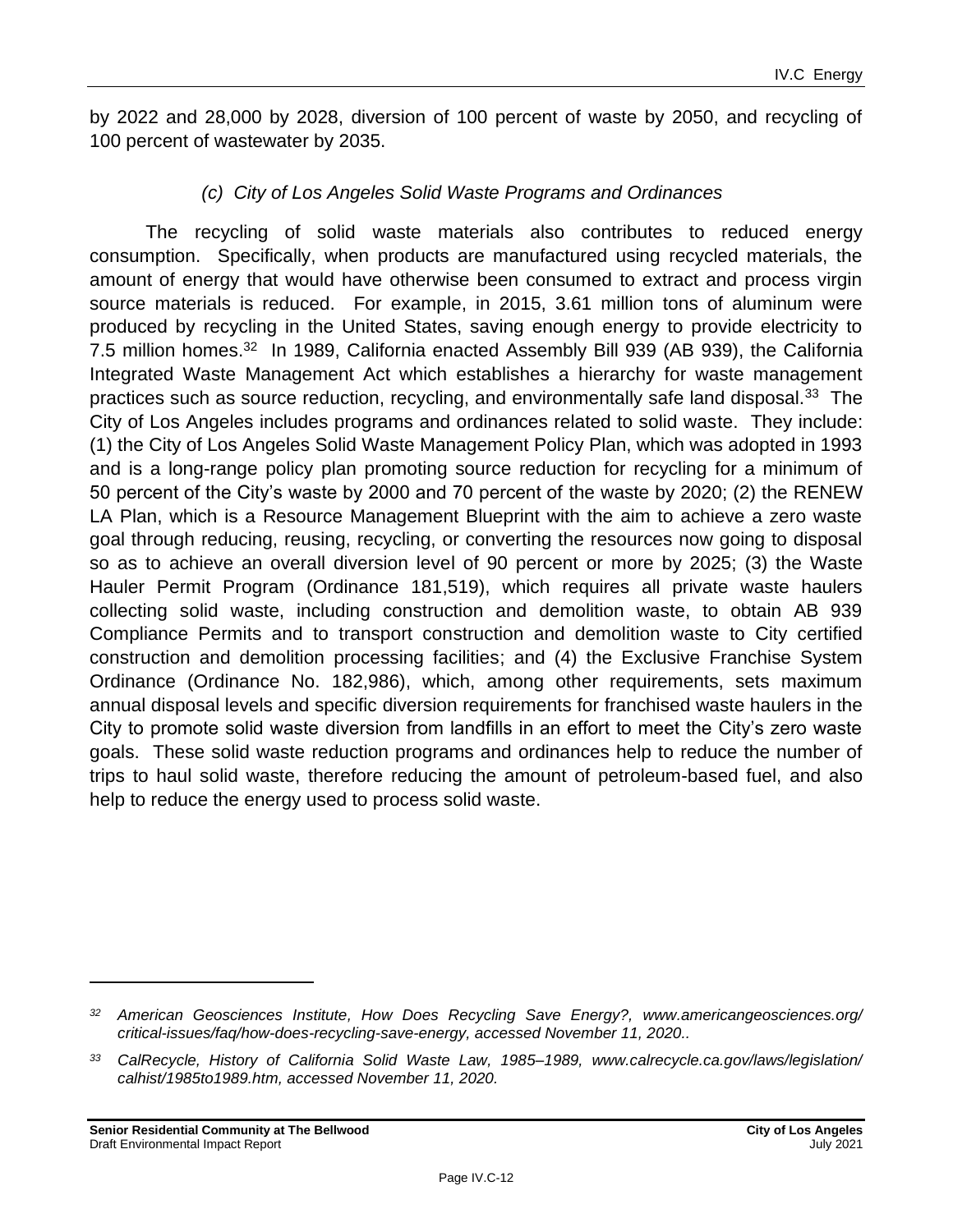by 2022 and 28,000 by 2028, diversion of 100 percent of waste by 2050, and recycling of 100 percent of wastewater by 2035.

#### *(c) City of Los Angeles Solid Waste Programs and Ordinances*

The recycling of solid waste materials also contributes to reduced energy consumption. Specifically, when products are manufactured using recycled materials, the amount of energy that would have otherwise been consumed to extract and process virgin source materials is reduced. For example, in 2015, 3.61 million tons of aluminum were produced by recycling in the United States, saving enough energy to provide electricity to 7.5 million homes.[32] In 1989, California enacted Assembly Bill 939 (AB 939), the California Integrated Waste Management Act which establishes a hierarchy for waste management practices such as source reduction, recycling, and environmentally safe land disposal.[33] The City of Los Angeles includes programs and ordinances related to solid waste. They include: (1) the City of Los Angeles Solid Waste Management Policy Plan, which was adopted in 1993 and is a long-range policy plan promoting source reduction for recycling for a minimum of 50 percent of the City's waste by 2000 and 70 percent of the waste by 2020; (2) the RENEW LA Plan, which is a Resource Management Blueprint with the aim to achieve a zero waste goal through reducing, reusing, recycling, or converting the resources now going to disposal so as to achieve an overall diversion level of 90 percent or more by 2025; (3) the Waste Hauler Permit Program (Ordinance 181,519), which requires all private waste haulers collecting solid waste, including construction and demolition waste, to obtain AB 939 Compliance Permits and to transport construction and demolition waste to City certified construction and demolition processing facilities; and (4) the Exclusive Franchise System Ordinance (Ordinance No. 182,986), which, among other requirements, sets maximum annual disposal levels and specific diversion requirements for franchised waste haulers in the City to promote solid waste diversion from landfills in an effort to meet the City's zero waste goals. These solid waste reduction programs and ordinances help to reduce the number of trips to haul solid waste, therefore reducing the amount of petroleum-based fuel, and also help to reduce the energy used to process solid waste.

---

*[32] American Geosciences Institute, How Does Recycling Save Energy?, www.americangeosciences.org/ critical-issues/faq/how-does-recycling-save-energy, accessed November 11, 2020..*

*[33] CalRecycle, History of California Solid Waste Law, 1985–1989, www.calrecycle.ca.gov/laws/legislation/ calhist/1985to1989.htm, accessed November 11, 2020.*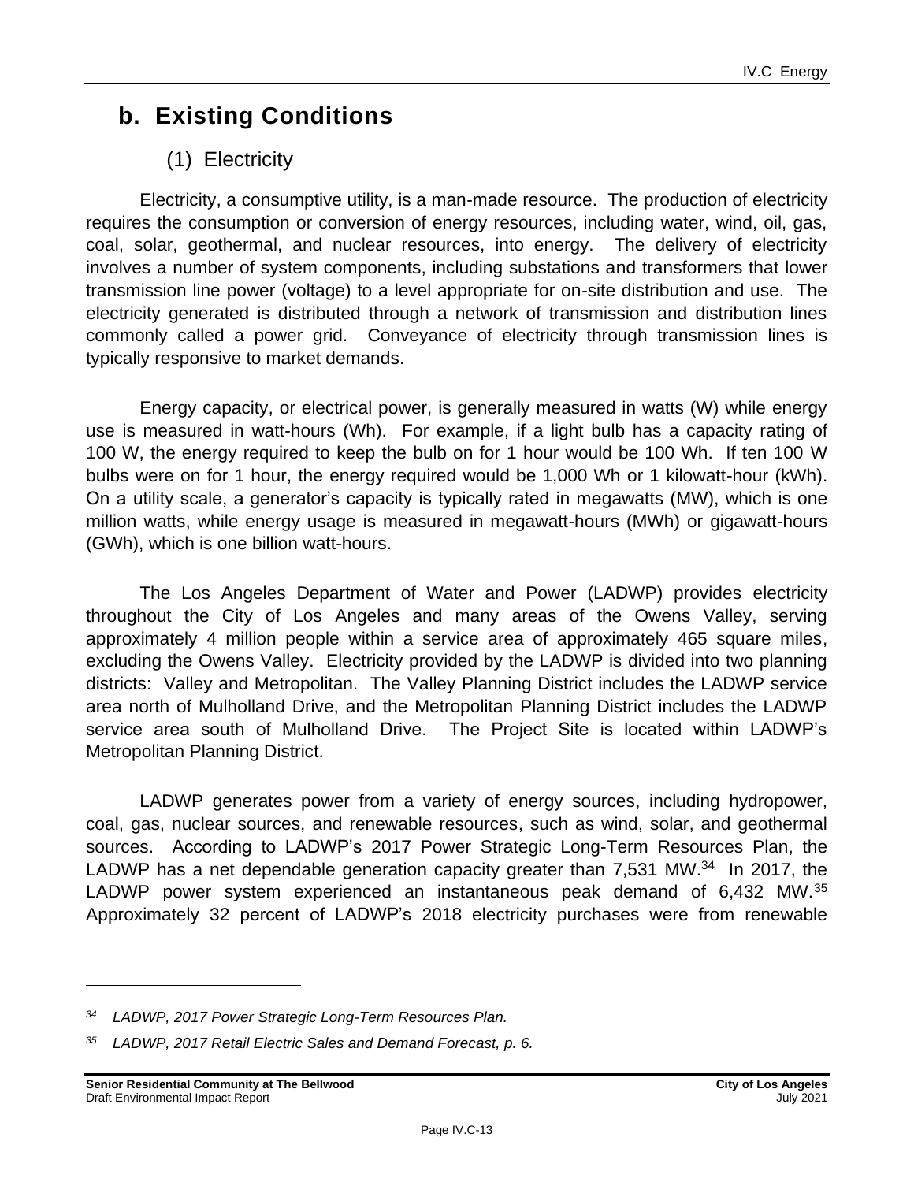## b. Existing Conditions

### (1) Electricity

Electricity, a consumptive utility, is a man-made resource. The production of electricity requires the consumption or conversion of energy resources, including water, wind, oil, gas, coal, solar, geothermal, and nuclear resources, into energy. The delivery of electricity involves a number of system components, including substations and transformers that lower transmission line power (voltage) to a level appropriate for on-site distribution and use. The electricity generated is distributed through a network of transmission and distribution lines commonly called a power grid. Conveyance of electricity through transmission lines is typically responsive to market demands.

Energy capacity, or electrical power, is generally measured in watts (W) while energy use is measured in watt-hours (Wh). For example, if a light bulb has a capacity rating of 100 W, the energy required to keep the bulb on for 1 hour would be 100 Wh. If ten 100 W bulbs were on for 1 hour, the energy required would be 1,000 Wh or 1 kilowatt-hour (kWh). On a utility scale, a generator's capacity is typically rated in megawatts (MW), which is one million watts, while energy usage is measured in megawatt-hours (MWh) or gigawatt-hours (GWh), which is one billion watt-hours.

The Los Angeles Department of Water and Power (LADWP) provides electricity throughout the City of Los Angeles and many areas of the Owens Valley, serving approximately 4 million people within a service area of approximately 465 square miles, excluding the Owens Valley. Electricity provided by the LADWP is divided into two planning districts: Valley and Metropolitan. The Valley Planning District includes the LADWP service area north of Mulholland Drive, and the Metropolitan Planning District includes the LADWP service area south of Mulholland Drive. The Project Site is located within LADWP's Metropolitan Planning District.

LADWP generates power from a variety of energy sources, including hydropower, coal, gas, nuclear sources, and renewable resources, such as wind, solar, and geothermal sources. According to LADWP's 2017 Power Strategic Long-Term Resources Plan, the LADWP has a net dependable generation capacity greater than 7,531 MW.[34] In 2017, the LADWP power system experienced an instantaneous peak demand of 6,432 MW.[35] Approximately 32 percent of LADWP's 2018 electricity purchases were from renewable

---

*[34] LADWP, 2017 Power Strategic Long-Term Resources Plan.*

*[35] LADWP, 2017 Retail Electric Sales and Demand Forecast, p. 6.*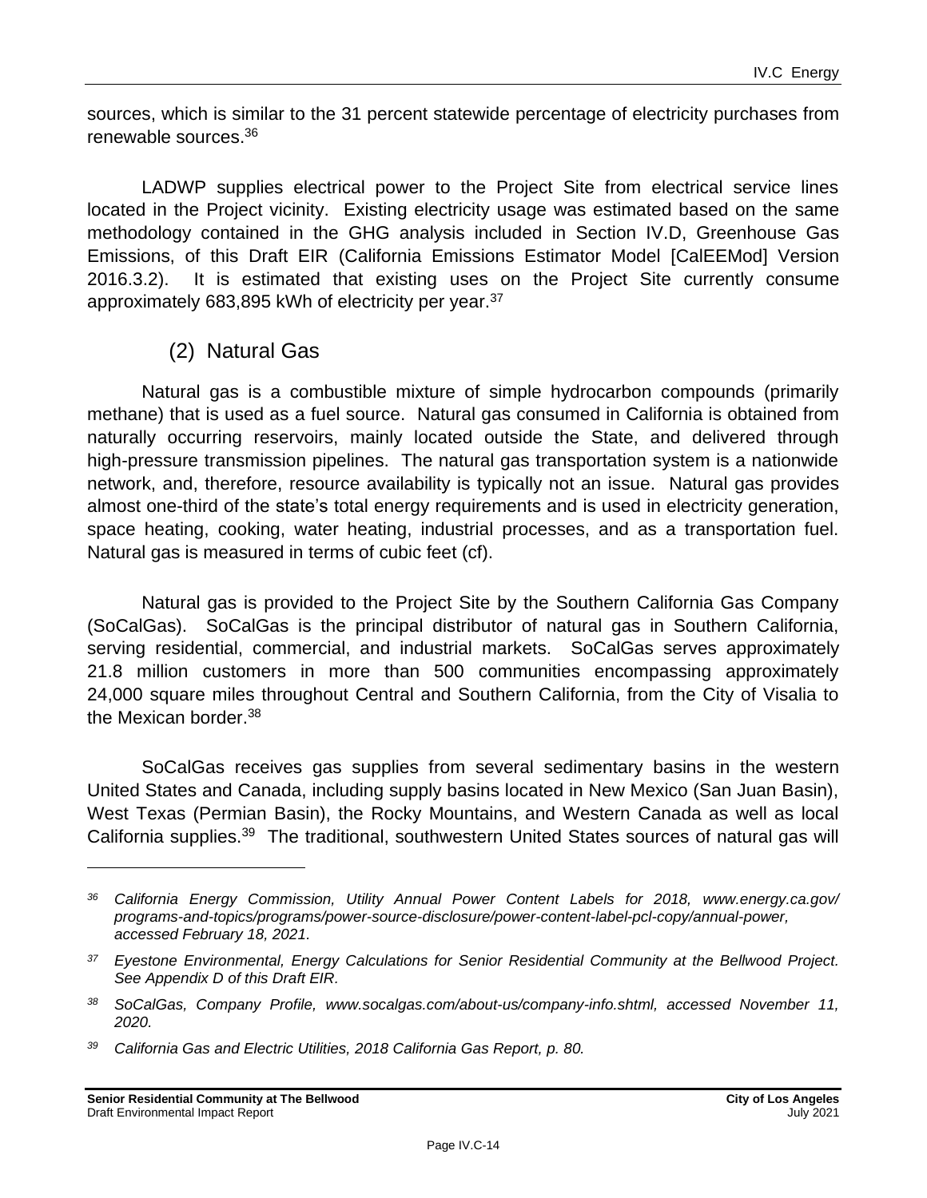sources, which is similar to the 31 percent statewide percentage of electricity purchases from renewable sources.[36]

LADWP supplies electrical power to the Project Site from electrical service lines located in the Project vicinity. Existing electricity usage was estimated based on the same methodology contained in the GHG analysis included in Section IV.D, Greenhouse Gas Emissions, of this Draft EIR (California Emissions Estimator Model [CalEEMod] Version 2016.3.2). It is estimated that existing uses on the Project Site currently consume approximately 683,895 kWh of electricity per year.[37]

### (2) Natural Gas

Natural gas is a combustible mixture of simple hydrocarbon compounds (primarily methane) that is used as a fuel source. Natural gas consumed in California is obtained from naturally occurring reservoirs, mainly located outside the State, and delivered through high-pressure transmission pipelines. The natural gas transportation system is a nationwide network, and, therefore, resource availability is typically not an issue. Natural gas provides almost one-third of the state's total energy requirements and is used in electricity generation, space heating, cooking, water heating, industrial processes, and as a transportation fuel. Natural gas is measured in terms of cubic feet (cf).

Natural gas is provided to the Project Site by the Southern California Gas Company (SoCalGas). SoCalGas is the principal distributor of natural gas in Southern California, serving residential, commercial, and industrial markets. SoCalGas serves approximately 21.8 million customers in more than 500 communities encompassing approximately 24,000 square miles throughout Central and Southern California, from the City of Visalia to the Mexican border.[38]

SoCalGas receives gas supplies from several sedimentary basins in the western United States and Canada, including supply basins located in New Mexico (San Juan Basin), West Texas (Permian Basin), the Rocky Mountains, and Western Canada as well as local California supplies.[39] The traditional, southwestern United States sources of natural gas will

---

*[36] California Energy Commission, Utility Annual Power Content Labels for 2018, www.energy.ca.gov/programs-and-topics/programs/power-source-disclosure/power-content-label-pcl-copy/annual-power, accessed February 18, 2021.*

*[37] Eyestone Environmental, Energy Calculations for Senior Residential Community at the Bellwood Project. See Appendix D of this Draft EIR.*

*[38] SoCalGas, Company Profile, www.socalgas.com/about-us/company-info.shtml, accessed November 11, 2020.*

*[39] California Gas and Electric Utilities, 2018 California Gas Report, p. 80.*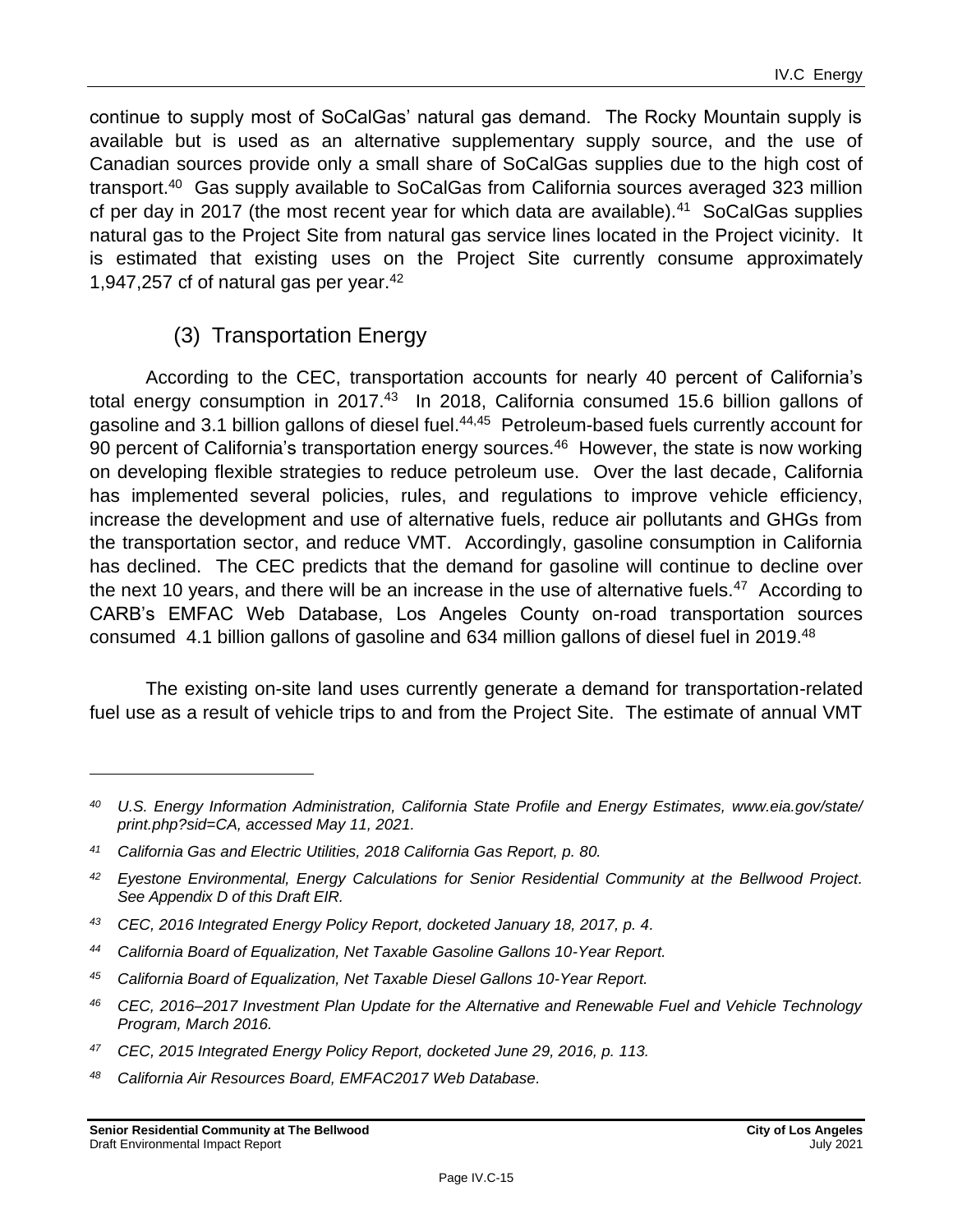continue to supply most of SoCalGas' natural gas demand. The Rocky Mountain supply is available but is used as an alternative supplementary supply source, and the use of Canadian sources provide only a small share of SoCalGas supplies due to the high cost of transport.[40] Gas supply available to SoCalGas from California sources averaged 323 million cf per day in 2017 (the most recent year for which data are available).[41] SoCalGas supplies natural gas to the Project Site from natural gas service lines located in the Project vicinity. It is estimated that existing uses on the Project Site currently consume approximately 1,947,257 cf of natural gas per year.[42]

### (3) Transportation Energy

According to the CEC, transportation accounts for nearly 40 percent of California's total energy consumption in 2017.[43] In 2018, California consumed 15.6 billion gallons of gasoline and 3.1 billion gallons of diesel fuel.[44,45] Petroleum-based fuels currently account for 90 percent of California's transportation energy sources.[46] However, the state is now working on developing flexible strategies to reduce petroleum use. Over the last decade, California has implemented several policies, rules, and regulations to improve vehicle efficiency, increase the development and use of alternative fuels, reduce air pollutants and GHGs from the transportation sector, and reduce VMT. Accordingly, gasoline consumption in California has declined. The CEC predicts that the demand for gasoline will continue to decline over the next 10 years, and there will be an increase in the use of alternative fuels.[47] According to CARB's EMFAC Web Database, Los Angeles County on-road transportation sources consumed 4.1 billion gallons of gasoline and 634 million gallons of diesel fuel in 2019.[48]

The existing on-site land uses currently generate a demand for transportation-related fuel use as a result of vehicle trips to and from the Project Site. The estimate of annual VMT

---

*[40] U.S. Energy Information Administration, California State Profile and Energy Estimates, www.eia.gov/state/print.php?sid=CA, accessed May 11, 2021.*

*[41] California Gas and Electric Utilities, 2018 California Gas Report, p. 80.*

*[42] Eyestone Environmental, Energy Calculations for Senior Residential Community at the Bellwood Project. See Appendix D of this Draft EIR.*

*[43] CEC, 2016 Integrated Energy Policy Report, docketed January 18, 2017, p. 4.*

*[44] California Board of Equalization, Net Taxable Gasoline Gallons 10-Year Report.*

*[45] California Board of Equalization, Net Taxable Diesel Gallons 10-Year Report.*

*[46] CEC, 2016–2017 Investment Plan Update for the Alternative and Renewable Fuel and Vehicle Technology Program, March 2016.*

*[47] CEC, 2015 Integrated Energy Policy Report, docketed June 29, 2016, p. 113.*

*[48] California Air Resources Board, EMFAC2017 Web Database.*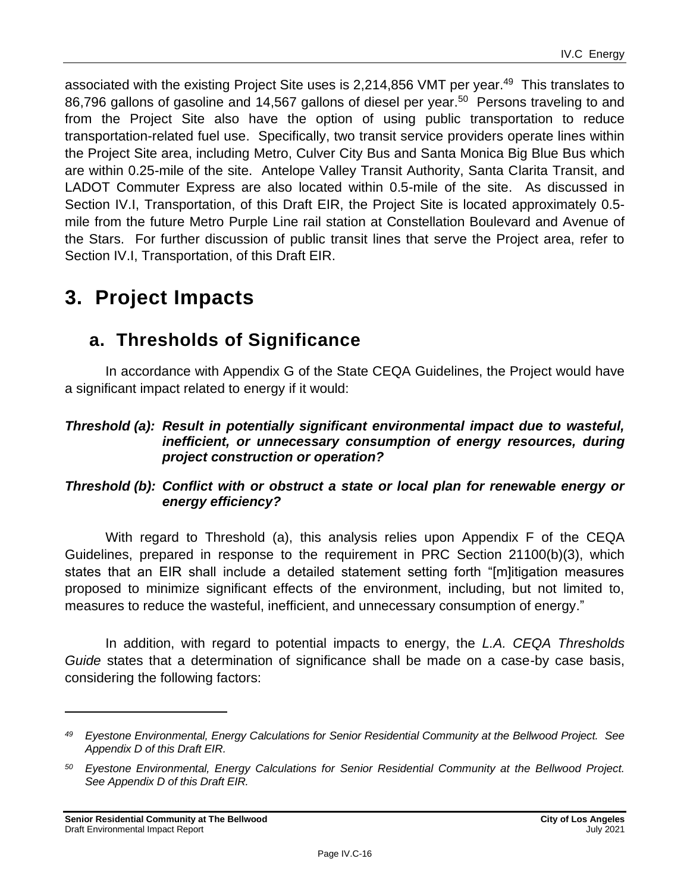associated with the existing Project Site uses is 2,214,856 VMT per year.[49] This translates to 86,796 gallons of gasoline and 14,567 gallons of diesel per year.[50] Persons traveling to and from the Project Site also have the option of using public transportation to reduce transportation-related fuel use. Specifically, two transit service providers operate lines within the Project Site area, including Metro, Culver City Bus and Santa Monica Big Blue Bus which are within 0.25-mile of the site. Antelope Valley Transit Authority, Santa Clarita Transit, and LADOT Commuter Express are also located within 0.5-mile of the site. As discussed in Section IV.I, Transportation, of this Draft EIR, the Project Site is located approximately 0.5-mile from the future Metro Purple Line rail station at Constellation Boulevard and Avenue of the Stars. For further discussion of public transit lines that serve the Project area, refer to Section IV.I, Transportation, of this Draft EIR.

# 3. Project Impacts

## a. Thresholds of Significance

In accordance with Appendix G of the State CEQA Guidelines, the Project would have a significant impact related to energy if it would:

***Threshold (a): Result in potentially significant environmental impact due to wasteful, inefficient, or unnecessary consumption of energy resources, during project construction or operation?***

***Threshold (b): Conflict with or obstruct a state or local plan for renewable energy or energy efficiency?***

With regard to Threshold (a), this analysis relies upon Appendix F of the CEQA Guidelines, prepared in response to the requirement in PRC Section 21100(b)(3), which states that an EIR shall include a detailed statement setting forth "[m]itigation measures proposed to minimize significant effects of the environment, including, but not limited to, measures to reduce the wasteful, inefficient, and unnecessary consumption of energy."

In addition, with regard to potential impacts to energy, the *L.A. CEQA Thresholds Guide* states that a determination of significance shall be made on a case-by case basis, considering the following factors:

---

*49 Eyestone Environmental, Energy Calculations for Senior Residential Community at the Bellwood Project. See Appendix D of this Draft EIR.*

*50 Eyestone Environmental, Energy Calculations for Senior Residential Community at the Bellwood Project. See Appendix D of this Draft EIR.*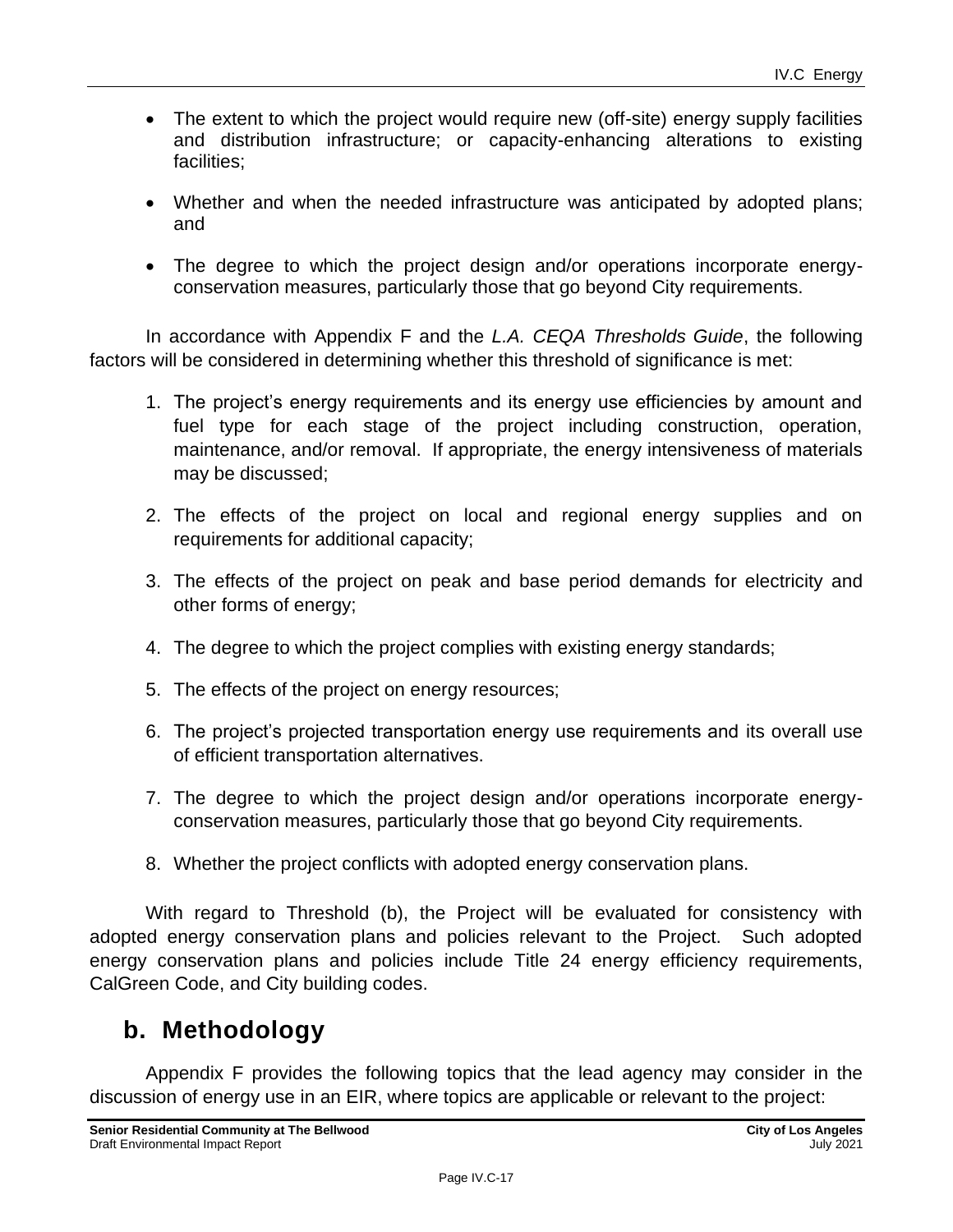- The extent to which the project would require new (off-site) energy supply facilities and distribution infrastructure; or capacity-enhancing alterations to existing facilities;
- Whether and when the needed infrastructure was anticipated by adopted plans; and
- The degree to which the project design and/or operations incorporate energy-conservation measures, particularly those that go beyond City requirements.

In accordance with Appendix F and the *L.A. CEQA Thresholds Guide*, the following factors will be considered in determining whether this threshold of significance is met:

1. The project's energy requirements and its energy use efficiencies by amount and fuel type for each stage of the project including construction, operation, maintenance, and/or removal. If appropriate, the energy intensiveness of materials may be discussed;
2. The effects of the project on local and regional energy supplies and on requirements for additional capacity;
3. The effects of the project on peak and base period demands for electricity and other forms of energy;
4. The degree to which the project complies with existing energy standards;
5. The effects of the project on energy resources;
6. The project's projected transportation energy use requirements and its overall use of efficient transportation alternatives.
7. The degree to which the project design and/or operations incorporate energy-conservation measures, particularly those that go beyond City requirements.
8. Whether the project conflicts with adopted energy conservation plans.

With regard to Threshold (b), the Project will be evaluated for consistency with adopted energy conservation plans and policies relevant to the Project. Such adopted energy conservation plans and policies include Title 24 energy efficiency requirements, CalGreen Code, and City building codes.

## b. Methodology

Appendix F provides the following topics that the lead agency may consider in the discussion of energy use in an EIR, where topics are applicable or relevant to the project: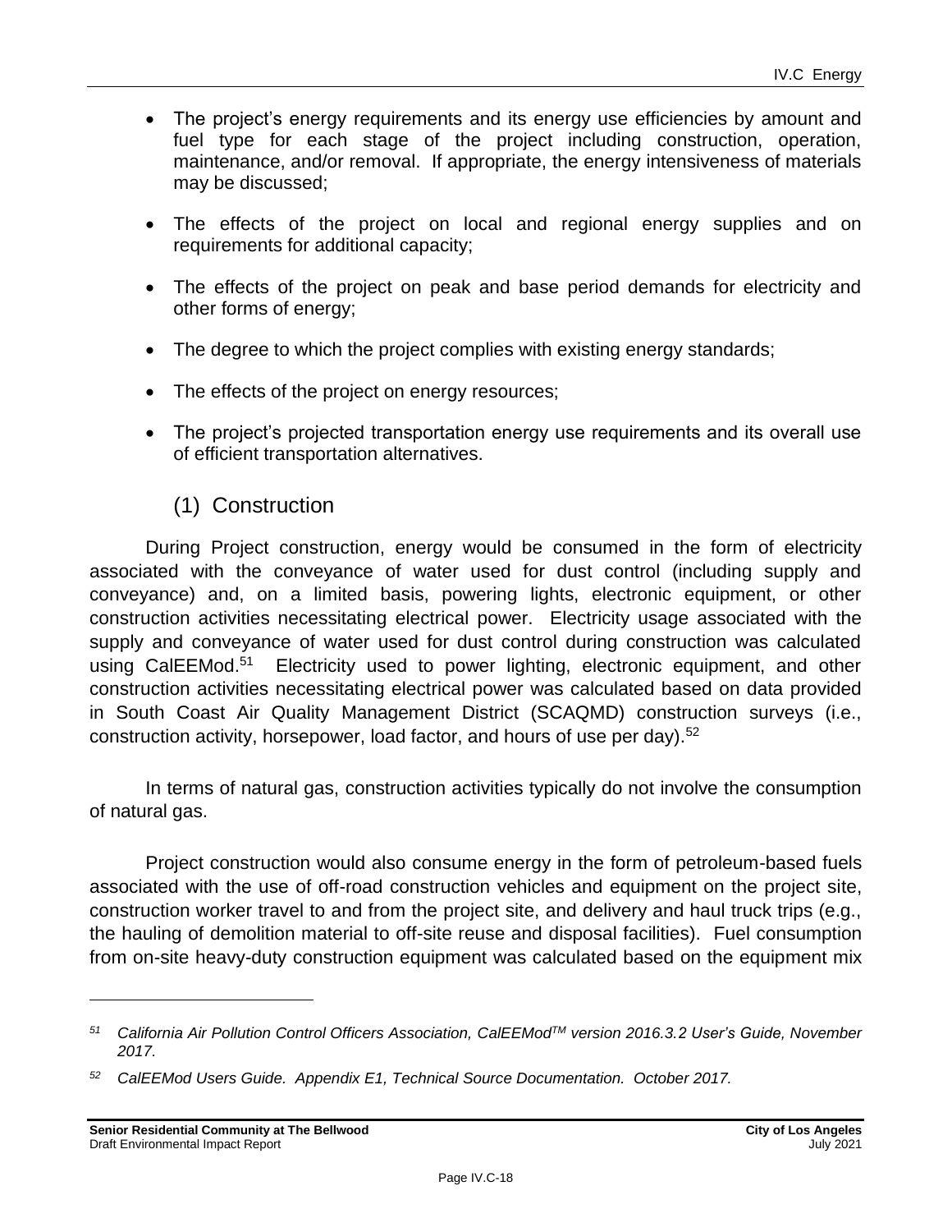- The project's energy requirements and its energy use efficiencies by amount and fuel type for each stage of the project including construction, operation, maintenance, and/or removal. If appropriate, the energy intensiveness of materials may be discussed;
- The effects of the project on local and regional energy supplies and on requirements for additional capacity;
- The effects of the project on peak and base period demands for electricity and other forms of energy;
- The degree to which the project complies with existing energy standards;
- The effects of the project on energy resources;
- The project's projected transportation energy use requirements and its overall use of efficient transportation alternatives.

### (1) Construction

During Project construction, energy would be consumed in the form of electricity associated with the conveyance of water used for dust control (including supply and conveyance) and, on a limited basis, powering lights, electronic equipment, or other construction activities necessitating electrical power. Electricity usage associated with the supply and conveyance of water used for dust control during construction was calculated using CalEEMod.[51] Electricity used to power lighting, electronic equipment, and other construction activities necessitating electrical power was calculated based on data provided in South Coast Air Quality Management District (SCAQMD) construction surveys (i.e., construction activity, horsepower, load factor, and hours of use per day).[52]

In terms of natural gas, construction activities typically do not involve the consumption of natural gas.

Project construction would also consume energy in the form of petroleum-based fuels associated with the use of off-road construction vehicles and equipment on the project site, construction worker travel to and from the project site, and delivery and haul truck trips (e.g., the hauling of demolition material to off-site reuse and disposal facilities). Fuel consumption from on-site heavy-duty construction equipment was calculated based on the equipment mix

---

[51] *California Air Pollution Control Officers Association, CalEEMod™ version 2016.3.2 User's Guide, November 2017.*

[52] *CalEEMod Users Guide. Appendix E1, Technical Source Documentation. October 2017.*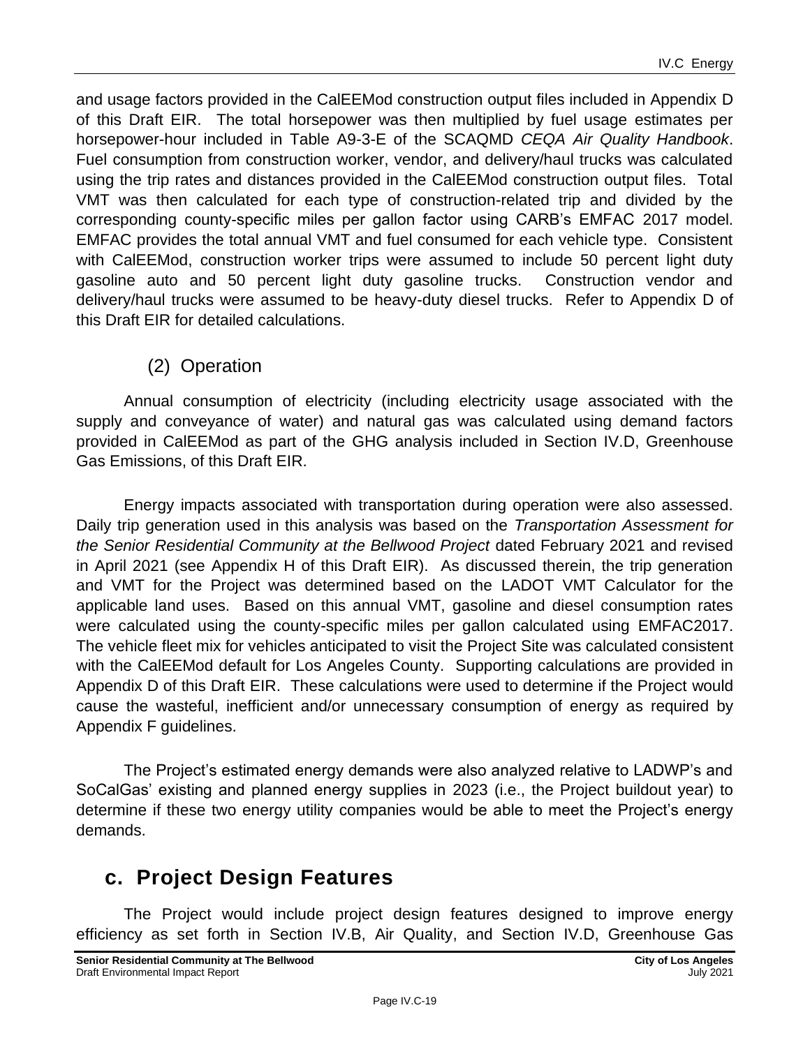and usage factors provided in the CalEEMod construction output files included in Appendix D of this Draft EIR. The total horsepower was then multiplied by fuel usage estimates per horsepower-hour included in Table A9-3-E of the SCAQMD *CEQA Air Quality Handbook*. Fuel consumption from construction worker, vendor, and delivery/haul trucks was calculated using the trip rates and distances provided in the CalEEMod construction output files. Total VMT was then calculated for each type of construction-related trip and divided by the corresponding county-specific miles per gallon factor using CARB's EMFAC 2017 model. EMFAC provides the total annual VMT and fuel consumed for each vehicle type. Consistent with CalEEMod, construction worker trips were assumed to include 50 percent light duty gasoline auto and 50 percent light duty gasoline trucks. Construction vendor and delivery/haul trucks were assumed to be heavy-duty diesel trucks. Refer to Appendix D of this Draft EIR for detailed calculations.

### (2) Operation

Annual consumption of electricity (including electricity usage associated with the supply and conveyance of water) and natural gas was calculated using demand factors provided in CalEEMod as part of the GHG analysis included in Section IV.D, Greenhouse Gas Emissions, of this Draft EIR.

Energy impacts associated with transportation during operation were also assessed. Daily trip generation used in this analysis was based on the *Transportation Assessment for the Senior Residential Community at the Bellwood Project* dated February 2021 and revised in April 2021 (see Appendix H of this Draft EIR). As discussed therein, the trip generation and VMT for the Project was determined based on the LADOT VMT Calculator for the applicable land uses. Based on this annual VMT, gasoline and diesel consumption rates were calculated using the county-specific miles per gallon calculated using EMFAC2017. The vehicle fleet mix for vehicles anticipated to visit the Project Site was calculated consistent with the CalEEMod default for Los Angeles County. Supporting calculations are provided in Appendix D of this Draft EIR. These calculations were used to determine if the Project would cause the wasteful, inefficient and/or unnecessary consumption of energy as required by Appendix F guidelines.

The Project's estimated energy demands were also analyzed relative to LADWP's and SoCalGas' existing and planned energy supplies in 2023 (i.e., the Project buildout year) to determine if these two energy utility companies would be able to meet the Project's energy demands.

## c. Project Design Features

The Project would include project design features designed to improve energy efficiency as set forth in Section IV.B, Air Quality, and Section IV.D, Greenhouse Gas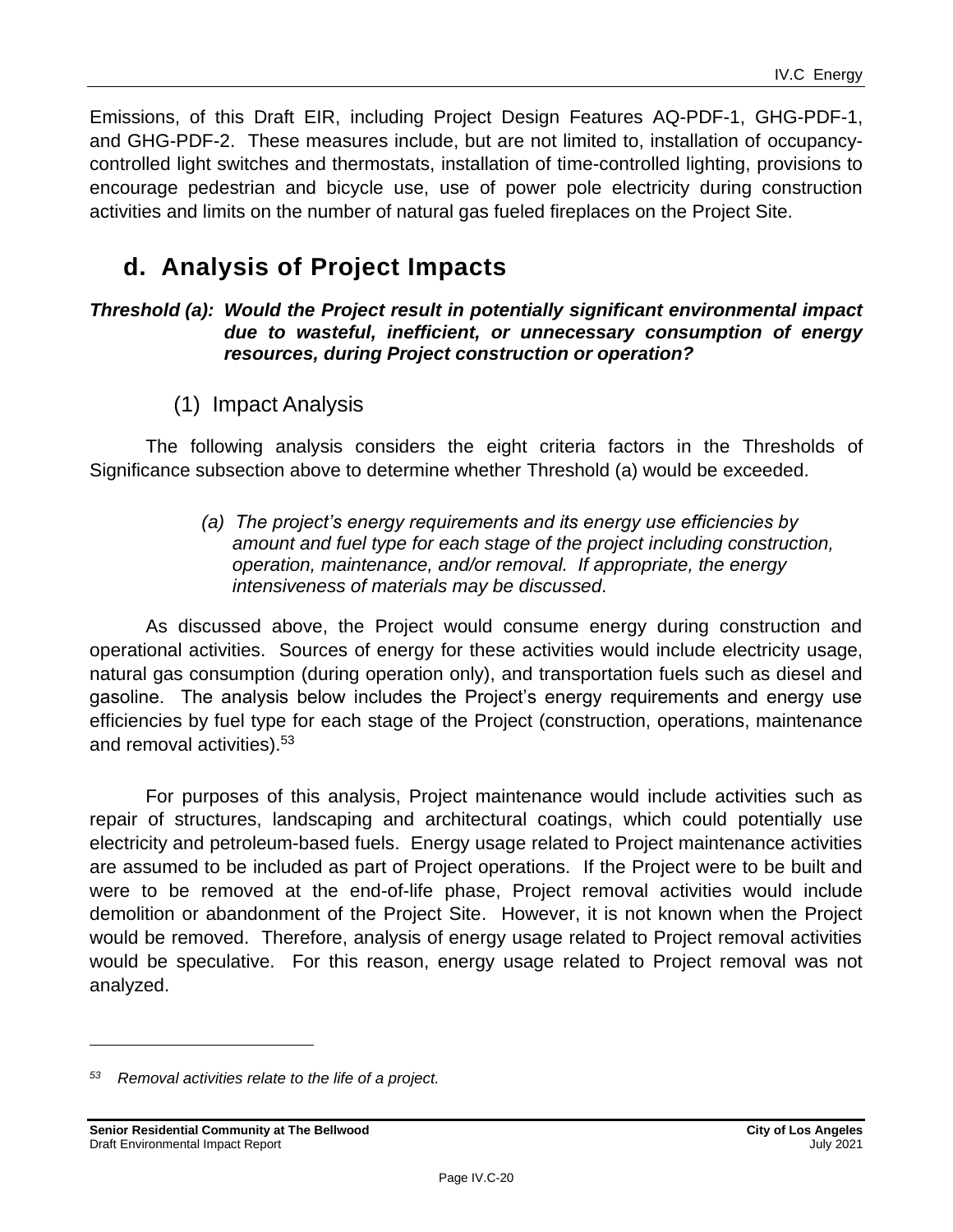Emissions, of this Draft EIR, including Project Design Features AQ-PDF-1, GHG-PDF-1, and GHG-PDF-2. These measures include, but are not limited to, installation of occupancy-controlled light switches and thermostats, installation of time-controlled lighting, provisions to encourage pedestrian and bicycle use, use of power pole electricity during construction activities and limits on the number of natural gas fueled fireplaces on the Project Site.

## d. Analysis of Project Impacts

***Threshold (a): Would the Project result in potentially significant environmental impact due to wasteful, inefficient, or unnecessary consumption of energy resources, during Project construction or operation?***

### (1) Impact Analysis

The following analysis considers the eight criteria factors in the Thresholds of Significance subsection above to determine whether Threshold (a) would be exceeded.

*(a) The project's energy requirements and its energy use efficiencies by amount and fuel type for each stage of the project including construction, operation, maintenance, and/or removal. If appropriate, the energy intensiveness of materials may be discussed.*

As discussed above, the Project would consume energy during construction and operational activities. Sources of energy for these activities would include electricity usage, natural gas consumption (during operation only), and transportation fuels such as diesel and gasoline. The analysis below includes the Project's energy requirements and energy use efficiencies by fuel type for each stage of the Project (construction, operations, maintenance and removal activities).[53]

For purposes of this analysis, Project maintenance would include activities such as repair of structures, landscaping and architectural coatings, which could potentially use electricity and petroleum-based fuels. Energy usage related to Project maintenance activities are assumed to be included as part of Project operations. If the Project were to be built and were to be removed at the end-of-life phase, Project removal activities would include demolition or abandonment of the Project Site. However, it is not known when the Project would be removed. Therefore, analysis of energy usage related to Project removal activities would be speculative. For this reason, energy usage related to Project removal was not analyzed.

---

[53] *Removal activities relate to the life of a project.*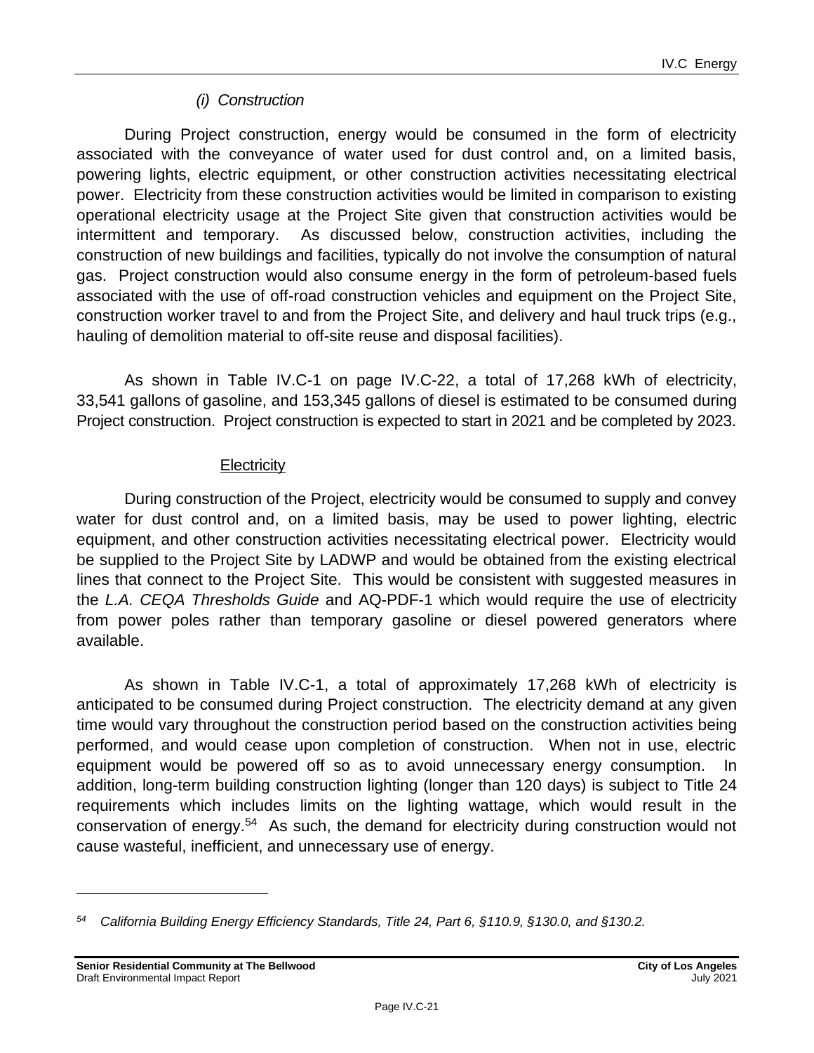#### *(i) Construction*

During Project construction, energy would be consumed in the form of electricity associated with the conveyance of water used for dust control and, on a limited basis, powering lights, electric equipment, or other construction activities necessitating electrical power. Electricity from these construction activities would be limited in comparison to existing operational electricity usage at the Project Site given that construction activities would be intermittent and temporary. As discussed below, construction activities, including the construction of new buildings and facilities, typically do not involve the consumption of natural gas. Project construction would also consume energy in the form of petroleum-based fuels associated with the use of off-road construction vehicles and equipment on the Project Site, construction worker travel to and from the Project Site, and delivery and haul truck trips (e.g., hauling of demolition material to off-site reuse and disposal facilities).

As shown in Table IV.C-1 on page IV.C-22, a total of 17,268 kWh of electricity, 33,541 gallons of gasoline, and 153,345 gallons of diesel is estimated to be consumed during Project construction. Project construction is expected to start in 2021 and be completed by 2023.

<u>Electricity</u>

During construction of the Project, electricity would be consumed to supply and convey water for dust control and, on a limited basis, may be used to power lighting, electric equipment, and other construction activities necessitating electrical power. Electricity would be supplied to the Project Site by LADWP and would be obtained from the existing electrical lines that connect to the Project Site. This would be consistent with suggested measures in the *L.A. CEQA Thresholds Guide* and AQ-PDF-1 which would require the use of electricity from power poles rather than temporary gasoline or diesel powered generators where available.

As shown in Table IV.C-1, a total of approximately 17,268 kWh of electricity is anticipated to be consumed during Project construction. The electricity demand at any given time would vary throughout the construction period based on the construction activities being performed, and would cease upon completion of construction. When not in use, electric equipment would be powered off so as to avoid unnecessary energy consumption. In addition, long-term building construction lighting (longer than 120 days) is subject to Title 24 requirements which includes limits on the lighting wattage, which would result in the conservation of energy.[54] As such, the demand for electricity during construction would not cause wasteful, inefficient, and unnecessary use of energy.

---

[54] *California Building Energy Efficiency Standards, Title 24, Part 6, §110.9, §130.0, and §130.2.*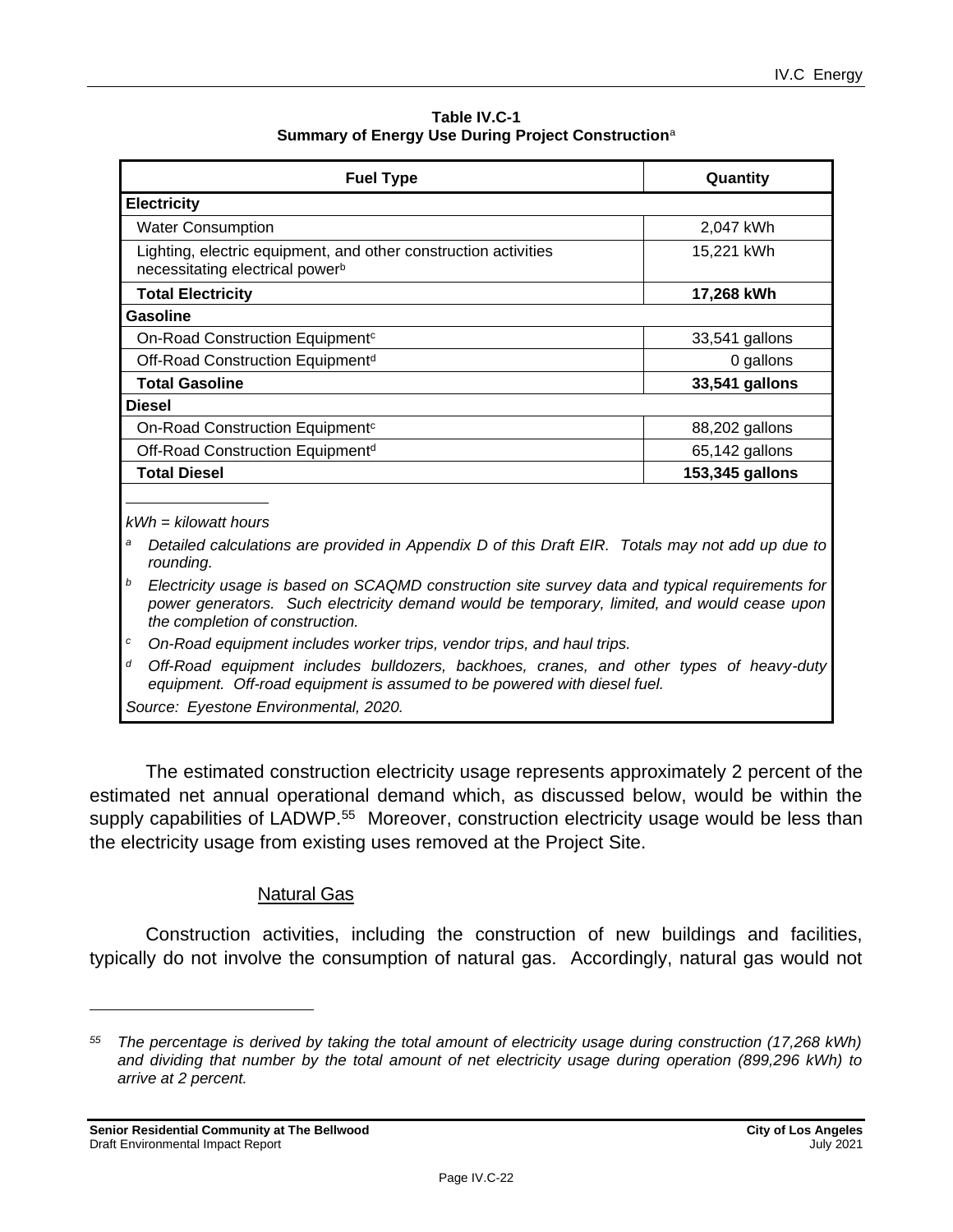**Table IV.C-1**
**Summary of Energy Use During Project Construction**[a]

| Fuel Type | Quantity |
|---|---|
| **Electricity** | |
| Water Consumption | 2,047 kWh |
| Lighting, electric equipment, and other construction activities necessitating electrical power[b] | 15,221 kWh |
| **Total Electricity** | **17,268 kWh** |
| **Gasoline** | |
| On-Road Construction Equipment[c] | 33,541 gallons |
| Off-Road Construction Equipment[d] | 0 gallons |
| **Total Gasoline** | **33,541 gallons** |
| **Diesel** | |
| On-Road Construction Equipment[c] | 88,202 gallons |
| Off-Road Construction Equipment[d] | 65,142 gallons |
| **Total Diesel** | **153,345 gallons** |

*kWh = kilowatt hours*

[a] *Detailed calculations are provided in Appendix D of this Draft EIR. Totals may not add up due to rounding.*

[b] *Electricity usage is based on SCAQMD construction site survey data and typical requirements for power generators. Such electricity demand would be temporary, limited, and would cease upon the completion of construction.*

[c] *On-Road equipment includes worker trips, vendor trips, and haul trips.*

[d] *Off-Road equipment includes bulldozers, backhoes, cranes, and other types of heavy-duty equipment. Off-road equipment is assumed to be powered with diesel fuel.*

*Source: Eyestone Environmental, 2020.*

The estimated construction electricity usage represents approximately 2 percent of the estimated net annual operational demand which, as discussed below, would be within the supply capabilities of LADWP.[55] Moreover, construction electricity usage would be less than the electricity usage from existing uses removed at the Project Site.

Natural Gas

Construction activities, including the construction of new buildings and facilities, typically do not involve the consumption of natural gas. Accordingly, natural gas would not

[55] *The percentage is derived by taking the total amount of electricity usage during construction (17,268 kWh) and dividing that number by the total amount of net electricity usage during operation (899,296 kWh) to arrive at 2 percent.*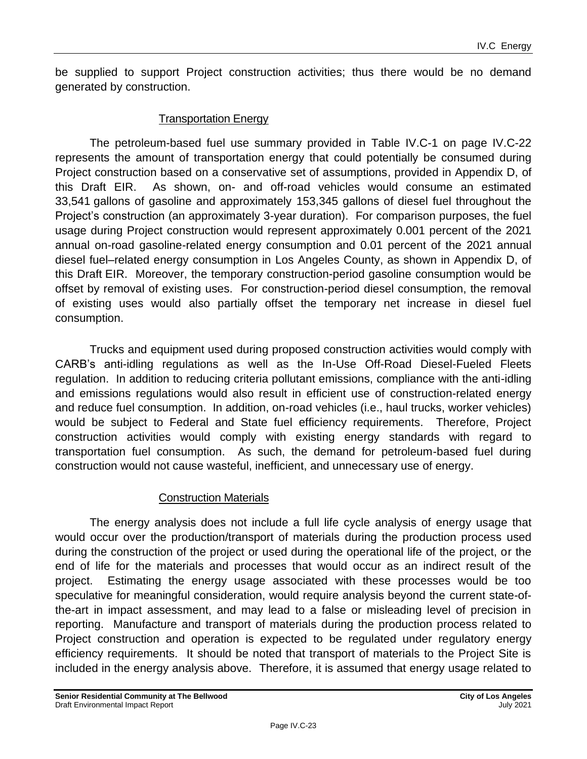be supplied to support Project construction activities; thus there would be no demand generated by construction.

#### Transportation Energy

The petroleum-based fuel use summary provided in Table IV.C-1 on page IV.C-22 represents the amount of transportation energy that could potentially be consumed during Project construction based on a conservative set of assumptions, provided in Appendix D, of this Draft EIR. As shown, on- and off-road vehicles would consume an estimated 33,541 gallons of gasoline and approximately 153,345 gallons of diesel fuel throughout the Project's construction (an approximately 3-year duration). For comparison purposes, the fuel usage during Project construction would represent approximately 0.001 percent of the 2021 annual on-road gasoline-related energy consumption and 0.01 percent of the 2021 annual diesel fuel–related energy consumption in Los Angeles County, as shown in Appendix D, of this Draft EIR. Moreover, the temporary construction-period gasoline consumption would be offset by removal of existing uses. For construction-period diesel consumption, the removal of existing uses would also partially offset the temporary net increase in diesel fuel consumption.

Trucks and equipment used during proposed construction activities would comply with CARB's anti-idling regulations as well as the In-Use Off-Road Diesel-Fueled Fleets regulation. In addition to reducing criteria pollutant emissions, compliance with the anti-idling and emissions regulations would also result in efficient use of construction-related energy and reduce fuel consumption. In addition, on-road vehicles (i.e., haul trucks, worker vehicles) would be subject to Federal and State fuel efficiency requirements. Therefore, Project construction activities would comply with existing energy standards with regard to transportation fuel consumption. As such, the demand for petroleum-based fuel during construction would not cause wasteful, inefficient, and unnecessary use of energy.

#### Construction Materials

The energy analysis does not include a full life cycle analysis of energy usage that would occur over the production/transport of materials during the production process used during the construction of the project or used during the operational life of the project, or the end of life for the materials and processes that would occur as an indirect result of the project. Estimating the energy usage associated with these processes would be too speculative for meaningful consideration, would require analysis beyond the current state-of-the-art in impact assessment, and may lead to a false or misleading level of precision in reporting. Manufacture and transport of materials during the production process related to Project construction and operation is expected to be regulated under regulatory energy efficiency requirements. It should be noted that transport of materials to the Project Site is included in the energy analysis above. Therefore, it is assumed that energy usage related to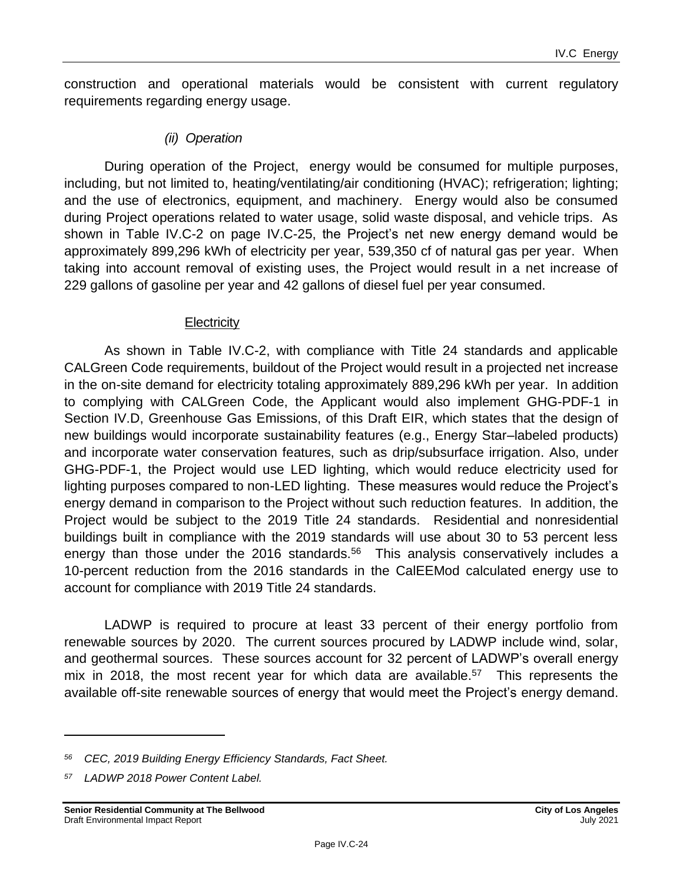construction and operational materials would be consistent with current regulatory requirements regarding energy usage.

*(ii) Operation*

During operation of the Project, energy would be consumed for multiple purposes, including, but not limited to, heating/ventilating/air conditioning (HVAC); refrigeration; lighting; and the use of electronics, equipment, and machinery. Energy would also be consumed during Project operations related to water usage, solid waste disposal, and vehicle trips. As shown in Table IV.C-2 on page IV.C-25, the Project's net new energy demand would be approximately 899,296 kWh of electricity per year, 539,350 cf of natural gas per year. When taking into account removal of existing uses, the Project would result in a net increase of 229 gallons of gasoline per year and 42 gallons of diesel fuel per year consumed.

<u>Electricity</u>

As shown in Table IV.C-2, with compliance with Title 24 standards and applicable CALGreen Code requirements, buildout of the Project would result in a projected net increase in the on-site demand for electricity totaling approximately 889,296 kWh per year. In addition to complying with CALGreen Code, the Applicant would also implement GHG-PDF-1 in Section IV.D, Greenhouse Gas Emissions, of this Draft EIR, which states that the design of new buildings would incorporate sustainability features (e.g., Energy Star–labeled products) and incorporate water conservation features, such as drip/subsurface irrigation. Also, under GHG-PDF-1, the Project would use LED lighting, which would reduce electricity used for lighting purposes compared to non-LED lighting. These measures would reduce the Project's energy demand in comparison to the Project without such reduction features. In addition, the Project would be subject to the 2019 Title 24 standards. Residential and nonresidential buildings built in compliance with the 2019 standards will use about 30 to 53 percent less energy than those under the 2016 standards.[56] This analysis conservatively includes a 10-percent reduction from the 2016 standards in the CalEEMod calculated energy use to account for compliance with 2019 Title 24 standards.

LADWP is required to procure at least 33 percent of their energy portfolio from renewable sources by 2020. The current sources procured by LADWP include wind, solar, and geothermal sources. These sources account for 32 percent of LADWP's overall energy mix in 2018, the most recent year for which data are available.[57] This represents the available off-site renewable sources of energy that would meet the Project's energy demand.

---

*[56] CEC, 2019 Building Energy Efficiency Standards, Fact Sheet.*

*[57] LADWP 2018 Power Content Label.*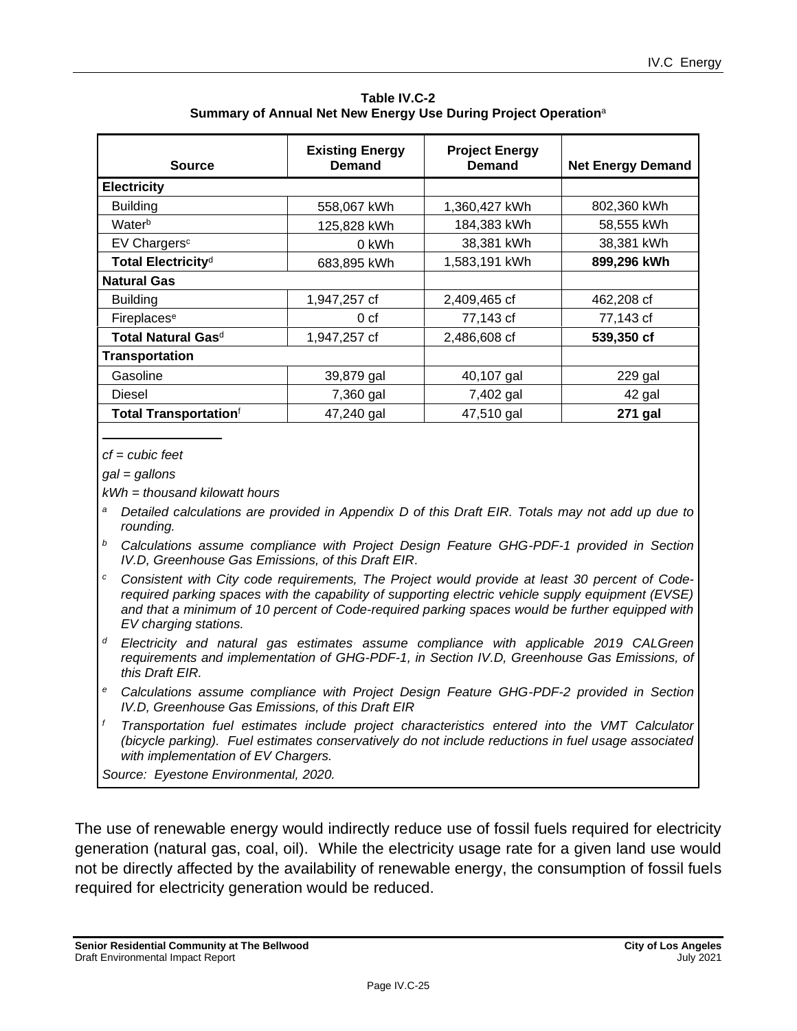**Table IV.C-2**
**Summary of Annual Net New Energy Use During Project Operation**[a]

| Source | Existing Energy Demand | Project Energy Demand | Net Energy Demand |
|---|---|---|---|
| **Electricity** | | | |
| Building | 558,067 kWh | 1,360,427 kWh | 802,360 kWh |
| Water[b] | 125,828 kWh | 184,383 kWh | 58,555 kWh |
| EV Chargers[c] | 0 kWh | 38,381 kWh | 38,381 kWh |
| **Total Electricity**[d] | 683,895 kWh | 1,583,191 kWh | **899,296 kWh** |
| **Natural Gas** | | | |
| Building | 1,947,257 cf | 2,409,465 cf | 462,208 cf |
| Fireplaces[e] | 0 cf | 77,143 cf | 77,143 cf |
| **Total Natural Gas**[d] | 1,947,257 cf | 2,486,608 cf | **539,350 cf** |
| **Transportation** | | | |
| Gasoline | 39,879 gal | 40,107 gal | 229 gal |
| Diesel | 7,360 gal | 7,402 gal | 42 gal |
| **Total Transportation**[f] | 47,240 gal | 47,510 gal | **271 gal** |

*cf = cubic feet*

*gal = gallons*

*kWh = thousand kilowatt hours*

[a] *Detailed calculations are provided in Appendix D of this Draft EIR. Totals may not add up due to rounding.*

[b] *Calculations assume compliance with Project Design Feature GHG-PDF-1 provided in Section IV.D, Greenhouse Gas Emissions, of this Draft EIR.*

[c] *Consistent with City code requirements, The Project would provide at least 30 percent of Code-required parking spaces with the capability of supporting electric vehicle supply equipment (EVSE) and that a minimum of 10 percent of Code-required parking spaces would be further equipped with EV charging stations.*

[d] *Electricity and natural gas estimates assume compliance with applicable 2019 CALGreen requirements and implementation of GHG-PDF-1, in Section IV.D, Greenhouse Gas Emissions, of this Draft EIR.*

[e] *Calculations assume compliance with Project Design Feature GHG-PDF-2 provided in Section IV.D, Greenhouse Gas Emissions, of this Draft EIR*

[f] *Transportation fuel estimates include project characteristics entered into the VMT Calculator (bicycle parking). Fuel estimates conservatively do not include reductions in fuel usage associated with implementation of EV Chargers.*

*Source: Eyestone Environmental, 2020.*

The use of renewable energy would indirectly reduce use of fossil fuels required for electricity generation (natural gas, coal, oil). While the electricity usage rate for a given land use would not be directly affected by the availability of renewable energy, the consumption of fossil fuels required for electricity generation would be reduced.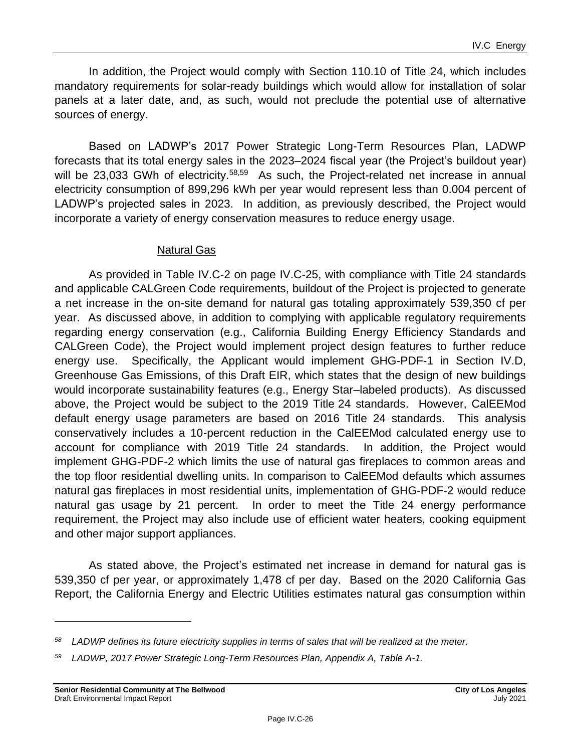In addition, the Project would comply with Section 110.10 of Title 24, which includes mandatory requirements for solar-ready buildings which would allow for installation of solar panels at a later date, and, as such, would not preclude the potential use of alternative sources of energy.

Based on LADWP's 2017 Power Strategic Long-Term Resources Plan, LADWP forecasts that its total energy sales in the 2023–2024 fiscal year (the Project's buildout year) will be 23,033 GWh of electricity.[58,59] As such, the Project-related net increase in annual electricity consumption of 899,296 kWh per year would represent less than 0.004 percent of LADWP's projected sales in 2023. In addition, as previously described, the Project would incorporate a variety of energy conservation measures to reduce energy usage.

Natural Gas

As provided in Table IV.C-2 on page IV.C-25, with compliance with Title 24 standards and applicable CALGreen Code requirements, buildout of the Project is projected to generate a net increase in the on-site demand for natural gas totaling approximately 539,350 cf per year. As discussed above, in addition to complying with applicable regulatory requirements regarding energy conservation (e.g., California Building Energy Efficiency Standards and CALGreen Code), the Project would implement project design features to further reduce energy use. Specifically, the Applicant would implement GHG-PDF-1 in Section IV.D, Greenhouse Gas Emissions, of this Draft EIR, which states that the design of new buildings would incorporate sustainability features (e.g., Energy Star–labeled products). As discussed above, the Project would be subject to the 2019 Title 24 standards. However, CalEEMod default energy usage parameters are based on 2016 Title 24 standards. This analysis conservatively includes a 10-percent reduction in the CalEEMod calculated energy use to account for compliance with 2019 Title 24 standards. In addition, the Project would implement GHG-PDF-2 which limits the use of natural gas fireplaces to common areas and the top floor residential dwelling units. In comparison to CalEEMod defaults which assumes natural gas fireplaces in most residential units, implementation of GHG-PDF-2 would reduce natural gas usage by 21 percent. In order to meet the Title 24 energy performance requirement, the Project may also include use of efficient water heaters, cooking equipment and other major support appliances.

As stated above, the Project's estimated net increase in demand for natural gas is 539,350 cf per year, or approximately 1,478 cf per day. Based on the 2020 California Gas Report, the California Energy and Electric Utilities estimates natural gas consumption within

---

*[58] LADWP defines its future electricity supplies in terms of sales that will be realized at the meter.*

*[59] LADWP, 2017 Power Strategic Long-Term Resources Plan, Appendix A, Table A-1.*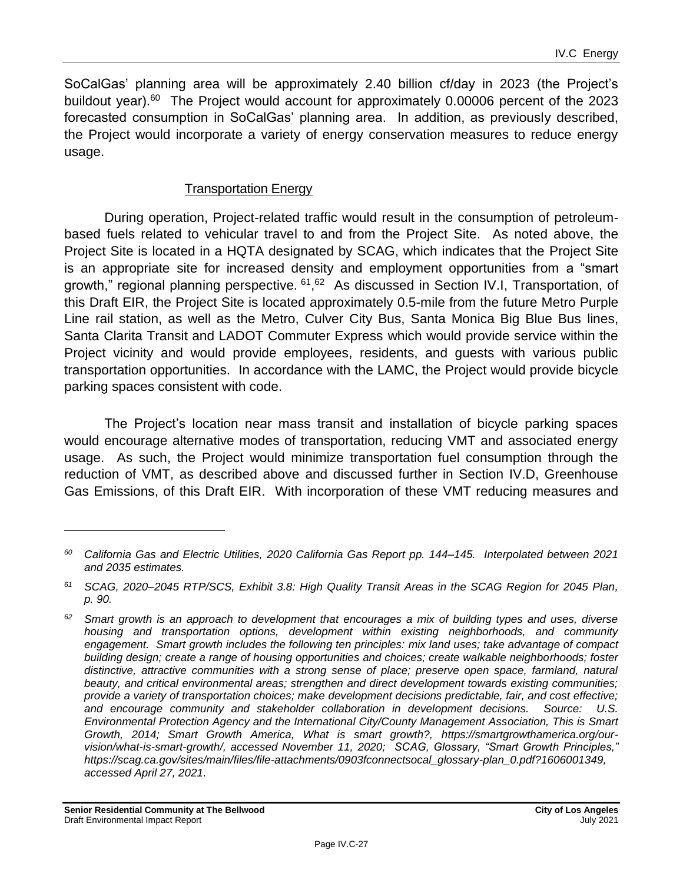SoCalGas' planning area will be approximately 2.40 billion cf/day in 2023 (the Project's buildout year).[60] The Project would account for approximately 0.00006 percent of the 2023 forecasted consumption in SoCalGas' planning area. In addition, as previously described, the Project would incorporate a variety of energy conservation measures to reduce energy usage.

#### Transportation Energy

During operation, Project-related traffic would result in the consumption of petroleum-based fuels related to vehicular travel to and from the Project Site. As noted above, the Project Site is located in a HQTA designated by SCAG, which indicates that the Project Site is an appropriate site for increased density and employment opportunities from a "smart growth," regional planning perspective.[61],[62] As discussed in Section IV.I, Transportation, of this Draft EIR, the Project Site is located approximately 0.5-mile from the future Metro Purple Line rail station, as well as the Metro, Culver City Bus, Santa Monica Big Blue Bus lines, Santa Clarita Transit and LADOT Commuter Express which would provide service within the Project vicinity and would provide employees, residents, and guests with various public transportation opportunities. In accordance with the LAMC, the Project would provide bicycle parking spaces consistent with code.

The Project's location near mass transit and installation of bicycle parking spaces would encourage alternative modes of transportation, reducing VMT and associated energy usage. As such, the Project would minimize transportation fuel consumption through the reduction of VMT, as described above and discussed further in Section IV.D, Greenhouse Gas Emissions, of this Draft EIR. With incorporation of these VMT reducing measures and

---

*[60] California Gas and Electric Utilities, 2020 California Gas Report pp. 144–145. Interpolated between 2021 and 2035 estimates.*

*[61] SCAG, 2020–2045 RTP/SCS, Exhibit 3.8: High Quality Transit Areas in the SCAG Region for 2045 Plan, p. 90.*

*[62] Smart growth is an approach to development that encourages a mix of building types and uses, diverse housing and transportation options, development within existing neighborhoods, and community engagement. Smart growth includes the following ten principles: mix land uses; take advantage of compact building design; create a range of housing opportunities and choices; create walkable neighborhoods; foster distinctive, attractive communities with a strong sense of place; preserve open space, farmland, natural beauty, and critical environmental areas; strengthen and direct development towards existing communities; provide a variety of transportation choices; make development decisions predictable, fair, and cost effective; and encourage community and stakeholder collaboration in development decisions. Source: U.S. Environmental Protection Agency and the International City/County Management Association, This is Smart Growth, 2014; Smart Growth America, What is smart growth?, https://smartgrowthamerica.org/our-vision/what-is-smart-growth/, accessed November 11, 2020; SCAG, Glossary, "Smart Growth Principles," https://scag.ca.gov/sites/main/files/file-attachments/0903fconnectsocal_glossary-plan_0.pdf?1606001349, accessed April 27, 2021.*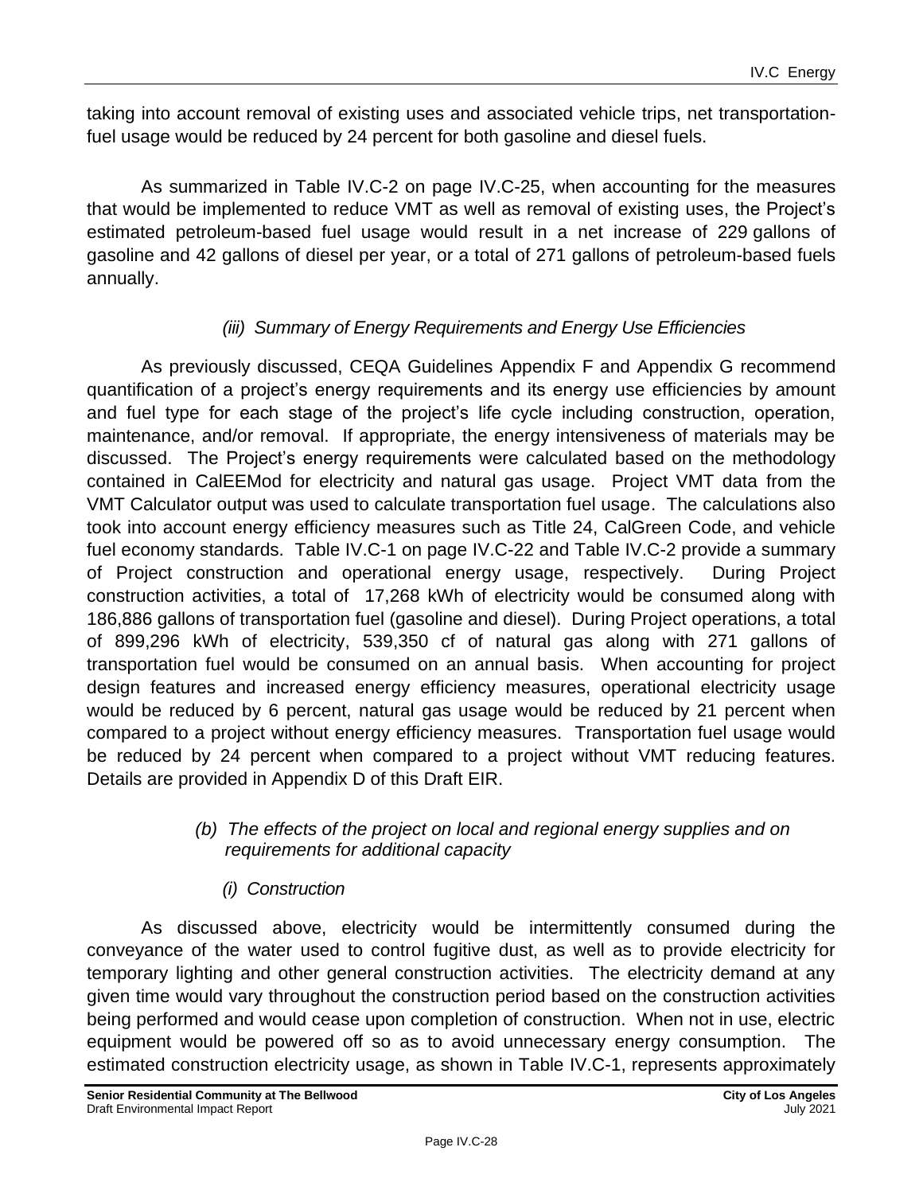taking into account removal of existing uses and associated vehicle trips, net transportation-fuel usage would be reduced by 24 percent for both gasoline and diesel fuels.

As summarized in Table IV.C-2 on page IV.C-25, when accounting for the measures that would be implemented to reduce VMT as well as removal of existing uses, the Project's estimated petroleum-based fuel usage would result in a net increase of 229 gallons of gasoline and 42 gallons of diesel per year, or a total of 271 gallons of petroleum-based fuels annually.

*(iii) Summary of Energy Requirements and Energy Use Efficiencies*

As previously discussed, CEQA Guidelines Appendix F and Appendix G recommend quantification of a project's energy requirements and its energy use efficiencies by amount and fuel type for each stage of the project's life cycle including construction, operation, maintenance, and/or removal. If appropriate, the energy intensiveness of materials may be discussed. The Project's energy requirements were calculated based on the methodology contained in CalEEMod for electricity and natural gas usage. Project VMT data from the VMT Calculator output was used to calculate transportation fuel usage. The calculations also took into account energy efficiency measures such as Title 24, CalGreen Code, and vehicle fuel economy standards. Table IV.C-1 on page IV.C-22 and Table IV.C-2 provide a summary of Project construction and operational energy usage, respectively. During Project construction activities, a total of 17,268 kWh of electricity would be consumed along with 186,886 gallons of transportation fuel (gasoline and diesel). During Project operations, a total of 899,296 kWh of electricity, 539,350 cf of natural gas along with 271 gallons of transportation fuel would be consumed on an annual basis. When accounting for project design features and increased energy efficiency measures, operational electricity usage would be reduced by 6 percent, natural gas usage would be reduced by 21 percent when compared to a project without energy efficiency measures. Transportation fuel usage would be reduced by 24 percent when compared to a project without VMT reducing features. Details are provided in Appendix D of this Draft EIR.

*(b) The effects of the project on local and regional energy supplies and on requirements for additional capacity*

*(i) Construction*

As discussed above, electricity would be intermittently consumed during the conveyance of the water used to control fugitive dust, as well as to provide electricity for temporary lighting and other general construction activities. The electricity demand at any given time would vary throughout the construction period based on the construction activities being performed and would cease upon completion of construction. When not in use, electric equipment would be powered off so as to avoid unnecessary energy consumption. The estimated construction electricity usage, as shown in Table IV.C-1, represents approximately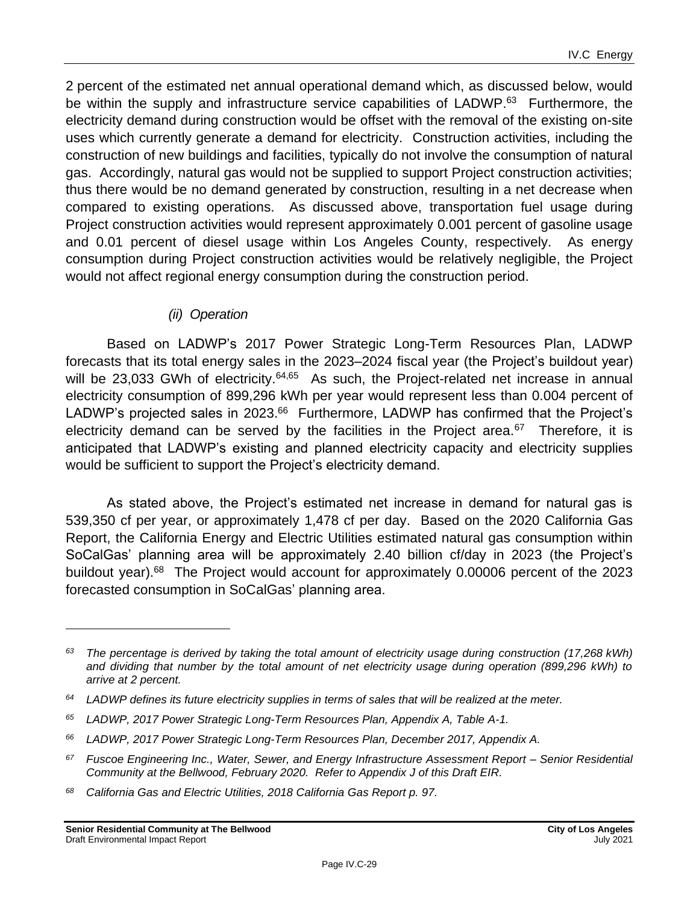2 percent of the estimated net annual operational demand which, as discussed below, would be within the supply and infrastructure service capabilities of LADWP.[63] Furthermore, the electricity demand during construction would be offset with the removal of the existing on-site uses which currently generate a demand for electricity. Construction activities, including the construction of new buildings and facilities, typically do not involve the consumption of natural gas. Accordingly, natural gas would not be supplied to support Project construction activities; thus there would be no demand generated by construction, resulting in a net decrease when compared to existing operations. As discussed above, transportation fuel usage during Project construction activities would represent approximately 0.001 percent of gasoline usage and 0.01 percent of diesel usage within Los Angeles County, respectively. As energy consumption during Project construction activities would be relatively negligible, the Project would not affect regional energy consumption during the construction period.

*(ii) Operation*

Based on LADWP's 2017 Power Strategic Long-Term Resources Plan, LADWP forecasts that its total energy sales in the 2023–2024 fiscal year (the Project's buildout year) will be 23,033 GWh of electricity.[64,65] As such, the Project-related net increase in annual electricity consumption of 899,296 kWh per year would represent less than 0.004 percent of LADWP's projected sales in 2023.[66] Furthermore, LADWP has confirmed that the Project's electricity demand can be served by the facilities in the Project area.[67] Therefore, it is anticipated that LADWP's existing and planned electricity capacity and electricity supplies would be sufficient to support the Project's electricity demand.

As stated above, the Project's estimated net increase in demand for natural gas is 539,350 cf per year, or approximately 1,478 cf per day. Based on the 2020 California Gas Report, the California Energy and Electric Utilities estimated natural gas consumption within SoCalGas' planning area will be approximately 2.40 billion cf/day in 2023 (the Project's buildout year).[68] The Project would account for approximately 0.00006 percent of the 2023 forecasted consumption in SoCalGas' planning area.

---

[63] *The percentage is derived by taking the total amount of electricity usage during construction (17,268 kWh) and dividing that number by the total amount of net electricity usage during operation (899,296 kWh) to arrive at 2 percent.*

[64] *LADWP defines its future electricity supplies in terms of sales that will be realized at the meter.*

[65] *LADWP, 2017 Power Strategic Long-Term Resources Plan, Appendix A, Table A-1.*

[66] *LADWP, 2017 Power Strategic Long-Term Resources Plan, December 2017, Appendix A.*

[67] *Fuscoe Engineering Inc., Water, Sewer, and Energy Infrastructure Assessment Report – Senior Residential Community at the Bellwood, February 2020. Refer to Appendix J of this Draft EIR.*

[68] *California Gas and Electric Utilities, 2018 California Gas Report p. 97.*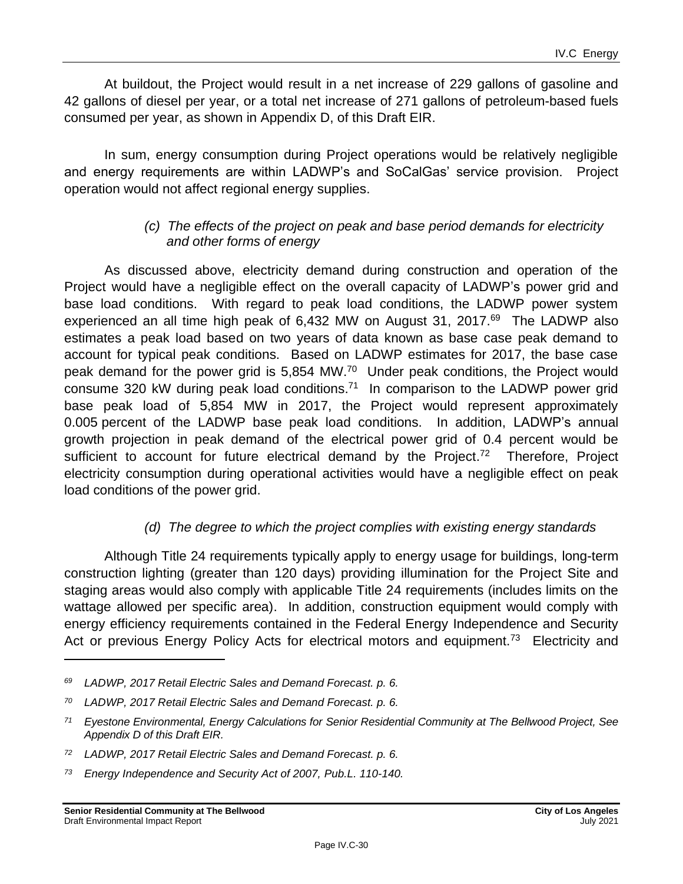At buildout, the Project would result in a net increase of 229 gallons of gasoline and 42 gallons of diesel per year, or a total net increase of 271 gallons of petroleum-based fuels consumed per year, as shown in Appendix D, of this Draft EIR.

In sum, energy consumption during Project operations would be relatively negligible and energy requirements are within LADWP's and SoCalGas' service provision. Project operation would not affect regional energy supplies.

*(c) The effects of the project on peak and base period demands for electricity and other forms of energy*

As discussed above, electricity demand during construction and operation of the Project would have a negligible effect on the overall capacity of LADWP's power grid and base load conditions. With regard to peak load conditions, the LADWP power system experienced an all time high peak of 6,432 MW on August 31, 2017.[69] The LADWP also estimates a peak load based on two years of data known as base case peak demand to account for typical peak conditions. Based on LADWP estimates for 2017, the base case peak demand for the power grid is 5,854 MW.[70] Under peak conditions, the Project would consume 320 kW during peak load conditions.[71] In comparison to the LADWP power grid base peak load of 5,854 MW in 2017, the Project would represent approximately 0.005 percent of the LADWP base peak load conditions. In addition, LADWP's annual growth projection in peak demand of the electrical power grid of 0.4 percent would be sufficient to account for future electrical demand by the Project.[72] Therefore, Project electricity consumption during operational activities would have a negligible effect on peak load conditions of the power grid.

*(d) The degree to which the project complies with existing energy standards*

Although Title 24 requirements typically apply to energy usage for buildings, long-term construction lighting (greater than 120 days) providing illumination for the Project Site and staging areas would also comply with applicable Title 24 requirements (includes limits on the wattage allowed per specific area). In addition, construction equipment would comply with energy efficiency requirements contained in the Federal Energy Independence and Security Act or previous Energy Policy Acts for electrical motors and equipment.[73] Electricity and

---

[69] *LADWP, 2017 Retail Electric Sales and Demand Forecast. p. 6.*

[70] *LADWP, 2017 Retail Electric Sales and Demand Forecast. p. 6.*

[71] *Eyestone Environmental, Energy Calculations for Senior Residential Community at The Bellwood Project, See Appendix D of this Draft EIR.*

[72] *LADWP, 2017 Retail Electric Sales and Demand Forecast. p. 6.*

[73] *Energy Independence and Security Act of 2007, Pub.L. 110-140.*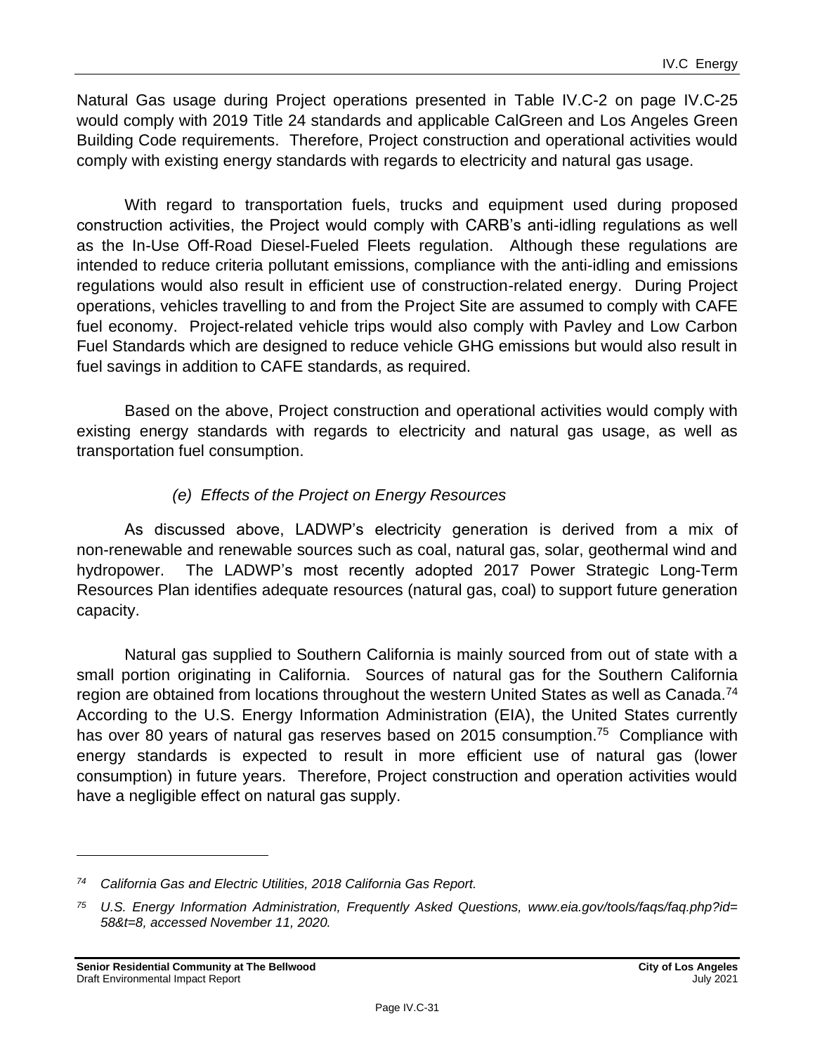Natural Gas usage during Project operations presented in Table IV.C-2 on page IV.C-25 would comply with 2019 Title 24 standards and applicable CalGreen and Los Angeles Green Building Code requirements. Therefore, Project construction and operational activities would comply with existing energy standards with regards to electricity and natural gas usage.

With regard to transportation fuels, trucks and equipment used during proposed construction activities, the Project would comply with CARB's anti-idling regulations as well as the In-Use Off-Road Diesel-Fueled Fleets regulation. Although these regulations are intended to reduce criteria pollutant emissions, compliance with the anti-idling and emissions regulations would also result in efficient use of construction-related energy. During Project operations, vehicles travelling to and from the Project Site are assumed to comply with CAFE fuel economy. Project-related vehicle trips would also comply with Pavley and Low Carbon Fuel Standards which are designed to reduce vehicle GHG emissions but would also result in fuel savings in addition to CAFE standards, as required.

Based on the above, Project construction and operational activities would comply with existing energy standards with regards to electricity and natural gas usage, as well as transportation fuel consumption.

*(e) Effects of the Project on Energy Resources*

As discussed above, LADWP's electricity generation is derived from a mix of non-renewable and renewable sources such as coal, natural gas, solar, geothermal wind and hydropower. The LADWP's most recently adopted 2017 Power Strategic Long-Term Resources Plan identifies adequate resources (natural gas, coal) to support future generation capacity.

Natural gas supplied to Southern California is mainly sourced from out of state with a small portion originating in California. Sources of natural gas for the Southern California region are obtained from locations throughout the western United States as well as Canada.[74] According to the U.S. Energy Information Administration (EIA), the United States currently has over 80 years of natural gas reserves based on 2015 consumption.[75] Compliance with energy standards is expected to result in more efficient use of natural gas (lower consumption) in future years. Therefore, Project construction and operation activities would have a negligible effect on natural gas supply.

---

[74] *California Gas and Electric Utilities, 2018 California Gas Report.*

[75] *U.S. Energy Information Administration, Frequently Asked Questions, www.eia.gov/tools/faqs/faq.php?id=58&t=8, accessed November 11, 2020.*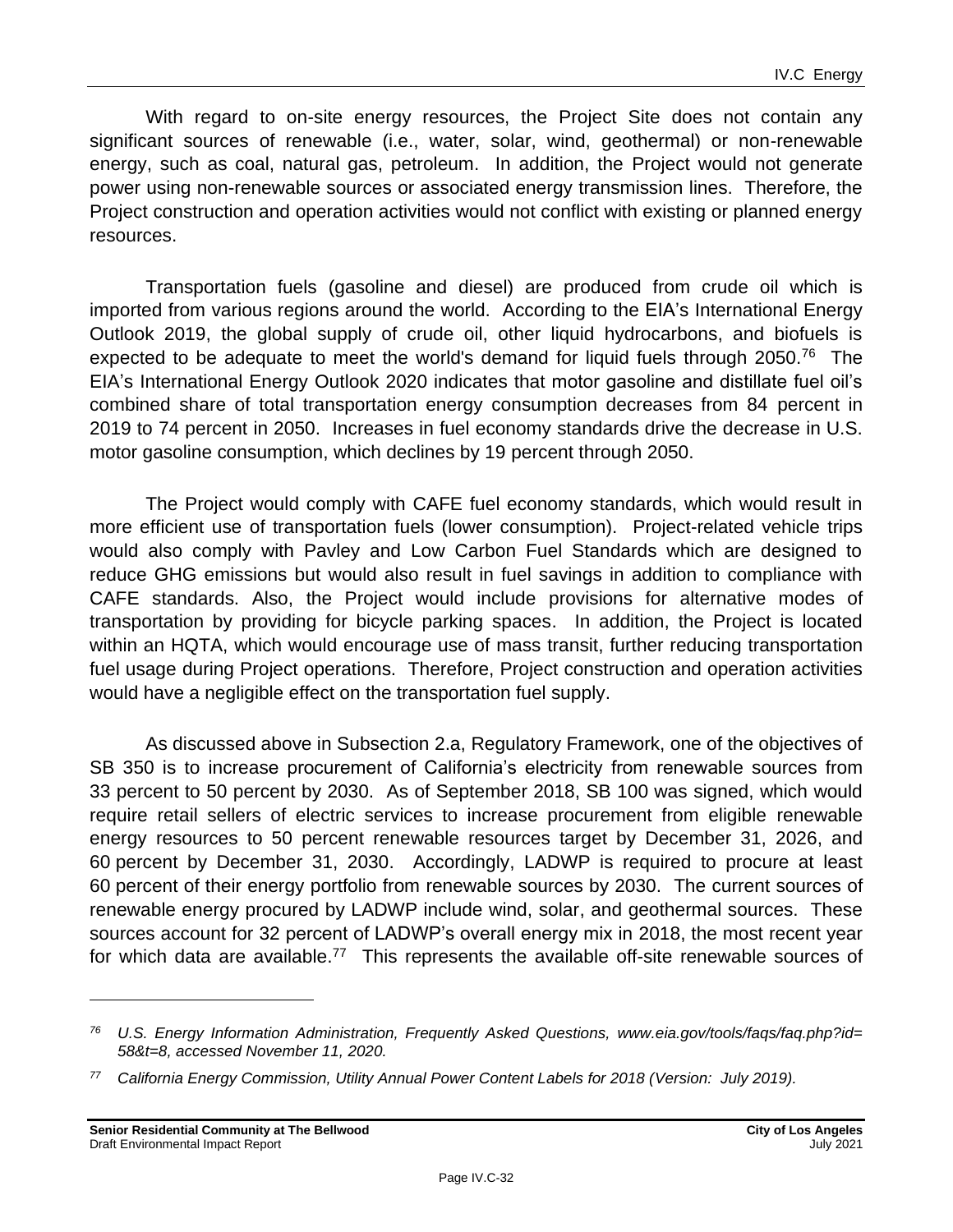With regard to on-site energy resources, the Project Site does not contain any significant sources of renewable (i.e., water, solar, wind, geothermal) or non-renewable energy, such as coal, natural gas, petroleum. In addition, the Project would not generate power using non-renewable sources or associated energy transmission lines. Therefore, the Project construction and operation activities would not conflict with existing or planned energy resources.

Transportation fuels (gasoline and diesel) are produced from crude oil which is imported from various regions around the world. According to the EIA's International Energy Outlook 2019, the global supply of crude oil, other liquid hydrocarbons, and biofuels is expected to be adequate to meet the world's demand for liquid fuels through 2050.[76] The EIA's International Energy Outlook 2020 indicates that motor gasoline and distillate fuel oil's combined share of total transportation energy consumption decreases from 84 percent in 2019 to 74 percent in 2050. Increases in fuel economy standards drive the decrease in U.S. motor gasoline consumption, which declines by 19 percent through 2050.

The Project would comply with CAFE fuel economy standards, which would result in more efficient use of transportation fuels (lower consumption). Project-related vehicle trips would also comply with Pavley and Low Carbon Fuel Standards which are designed to reduce GHG emissions but would also result in fuel savings in addition to compliance with CAFE standards. Also, the Project would include provisions for alternative modes of transportation by providing for bicycle parking spaces. In addition, the Project is located within an HQTA, which would encourage use of mass transit, further reducing transportation fuel usage during Project operations. Therefore, Project construction and operation activities would have a negligible effect on the transportation fuel supply.

As discussed above in Subsection 2.a, Regulatory Framework, one of the objectives of SB 350 is to increase procurement of California's electricity from renewable sources from 33 percent to 50 percent by 2030. As of September 2018, SB 100 was signed, which would require retail sellers of electric services to increase procurement from eligible renewable energy resources to 50 percent renewable resources target by December 31, 2026, and 60 percent by December 31, 2030. Accordingly, LADWP is required to procure at least 60 percent of their energy portfolio from renewable sources by 2030. The current sources of renewable energy procured by LADWP include wind, solar, and geothermal sources. These sources account for 32 percent of LADWP's overall energy mix in 2018, the most recent year for which data are available.[77] This represents the available off-site renewable sources of

---

[76] *U.S. Energy Information Administration, Frequently Asked Questions, www.eia.gov/tools/faqs/faq.php?id=58&t=8, accessed November 11, 2020.*

[77] *California Energy Commission, Utility Annual Power Content Labels for 2018 (Version: July 2019).*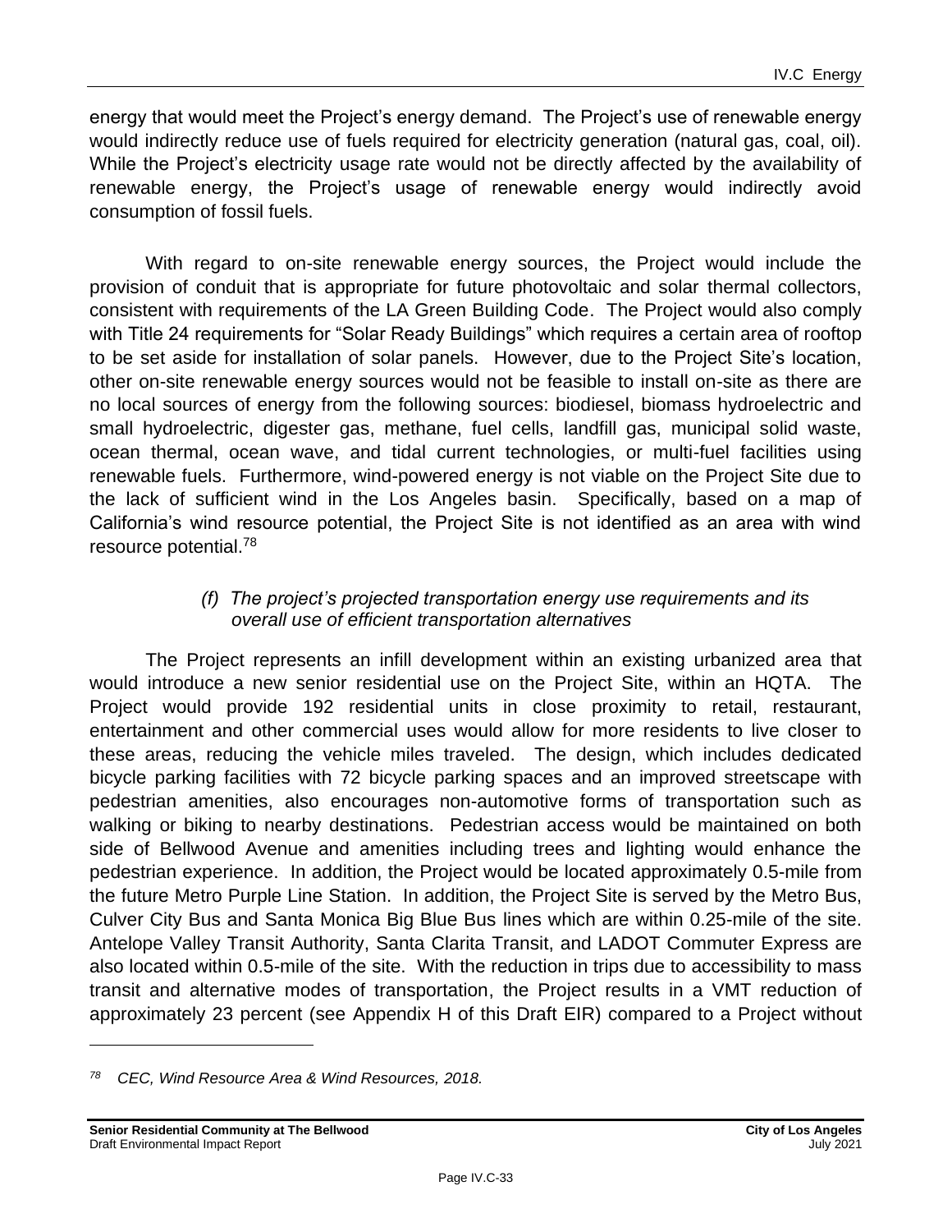energy that would meet the Project's energy demand. The Project's use of renewable energy would indirectly reduce use of fuels required for electricity generation (natural gas, coal, oil). While the Project's electricity usage rate would not be directly affected by the availability of renewable energy, the Project's usage of renewable energy would indirectly avoid consumption of fossil fuels.

With regard to on-site renewable energy sources, the Project would include the provision of conduit that is appropriate for future photovoltaic and solar thermal collectors, consistent with requirements of the LA Green Building Code. The Project would also comply with Title 24 requirements for "Solar Ready Buildings" which requires a certain area of rooftop to be set aside for installation of solar panels. However, due to the Project Site's location, other on-site renewable energy sources would not be feasible to install on-site as there are no local sources of energy from the following sources: biodiesel, biomass hydroelectric and small hydroelectric, digester gas, methane, fuel cells, landfill gas, municipal solid waste, ocean thermal, ocean wave, and tidal current technologies, or multi-fuel facilities using renewable fuels. Furthermore, wind-powered energy is not viable on the Project Site due to the lack of sufficient wind in the Los Angeles basin. Specifically, based on a map of California's wind resource potential, the Project Site is not identified as an area with wind resource potential.[78]

*(f) The project's projected transportation energy use requirements and its overall use of efficient transportation alternatives*

The Project represents an infill development within an existing urbanized area that would introduce a new senior residential use on the Project Site, within an HQTA. The Project would provide 192 residential units in close proximity to retail, restaurant, entertainment and other commercial uses would allow for more residents to live closer to these areas, reducing the vehicle miles traveled. The design, which includes dedicated bicycle parking facilities with 72 bicycle parking spaces and an improved streetscape with pedestrian amenities, also encourages non-automotive forms of transportation such as walking or biking to nearby destinations. Pedestrian access would be maintained on both side of Bellwood Avenue and amenities including trees and lighting would enhance the pedestrian experience. In addition, the Project would be located approximately 0.5-mile from the future Metro Purple Line Station. In addition, the Project Site is served by the Metro Bus, Culver City Bus and Santa Monica Big Blue Bus lines which are within 0.25-mile of the site. Antelope Valley Transit Authority, Santa Clarita Transit, and LADOT Commuter Express are also located within 0.5-mile of the site. With the reduction in trips due to accessibility to mass transit and alternative modes of transportation, the Project results in a VMT reduction of approximately 23 percent (see Appendix H of this Draft EIR) compared to a Project without

---

[78] *CEC, Wind Resource Area & Wind Resources, 2018.*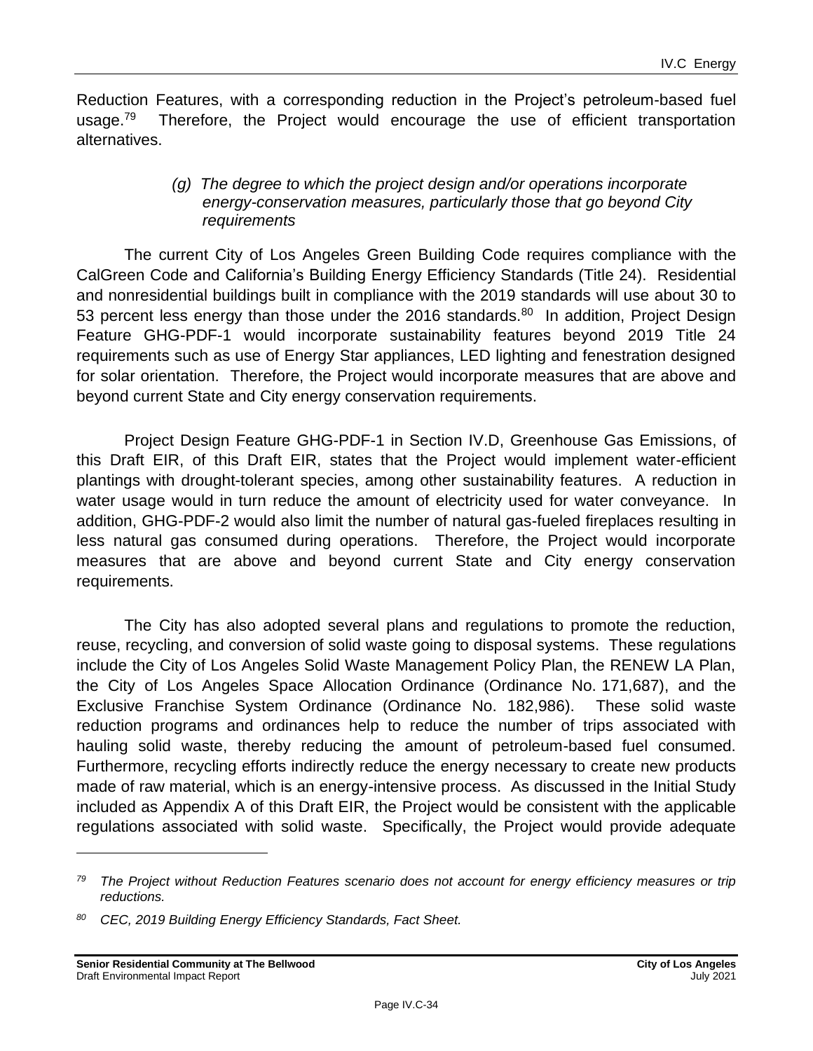Reduction Features, with a corresponding reduction in the Project's petroleum-based fuel usage.[79] Therefore, the Project would encourage the use of efficient transportation alternatives.

*(g) The degree to which the project design and/or operations incorporate energy-conservation measures, particularly those that go beyond City requirements*

The current City of Los Angeles Green Building Code requires compliance with the CalGreen Code and California's Building Energy Efficiency Standards (Title 24). Residential and nonresidential buildings built in compliance with the 2019 standards will use about 30 to 53 percent less energy than those under the 2016 standards.[80] In addition, Project Design Feature GHG-PDF-1 would incorporate sustainability features beyond 2019 Title 24 requirements such as use of Energy Star appliances, LED lighting and fenestration designed for solar orientation. Therefore, the Project would incorporate measures that are above and beyond current State and City energy conservation requirements.

Project Design Feature GHG-PDF-1 in Section IV.D, Greenhouse Gas Emissions, of this Draft EIR, of this Draft EIR, states that the Project would implement water-efficient plantings with drought-tolerant species, among other sustainability features. A reduction in water usage would in turn reduce the amount of electricity used for water conveyance. In addition, GHG-PDF-2 would also limit the number of natural gas-fueled fireplaces resulting in less natural gas consumed during operations. Therefore, the Project would incorporate measures that are above and beyond current State and City energy conservation requirements.

The City has also adopted several plans and regulations to promote the reduction, reuse, recycling, and conversion of solid waste going to disposal systems. These regulations include the City of Los Angeles Solid Waste Management Policy Plan, the RENEW LA Plan, the City of Los Angeles Space Allocation Ordinance (Ordinance No. 171,687), and the Exclusive Franchise System Ordinance (Ordinance No. 182,986). These solid waste reduction programs and ordinances help to reduce the number of trips associated with hauling solid waste, thereby reducing the amount of petroleum-based fuel consumed. Furthermore, recycling efforts indirectly reduce the energy necessary to create new products made of raw material, which is an energy-intensive process. As discussed in the Initial Study included as Appendix A of this Draft EIR, the Project would be consistent with the applicable regulations associated with solid waste. Specifically, the Project would provide adequate

---

[79] *The Project without Reduction Features scenario does not account for energy efficiency measures or trip reductions.*

[80] *CEC, 2019 Building Energy Efficiency Standards, Fact Sheet.*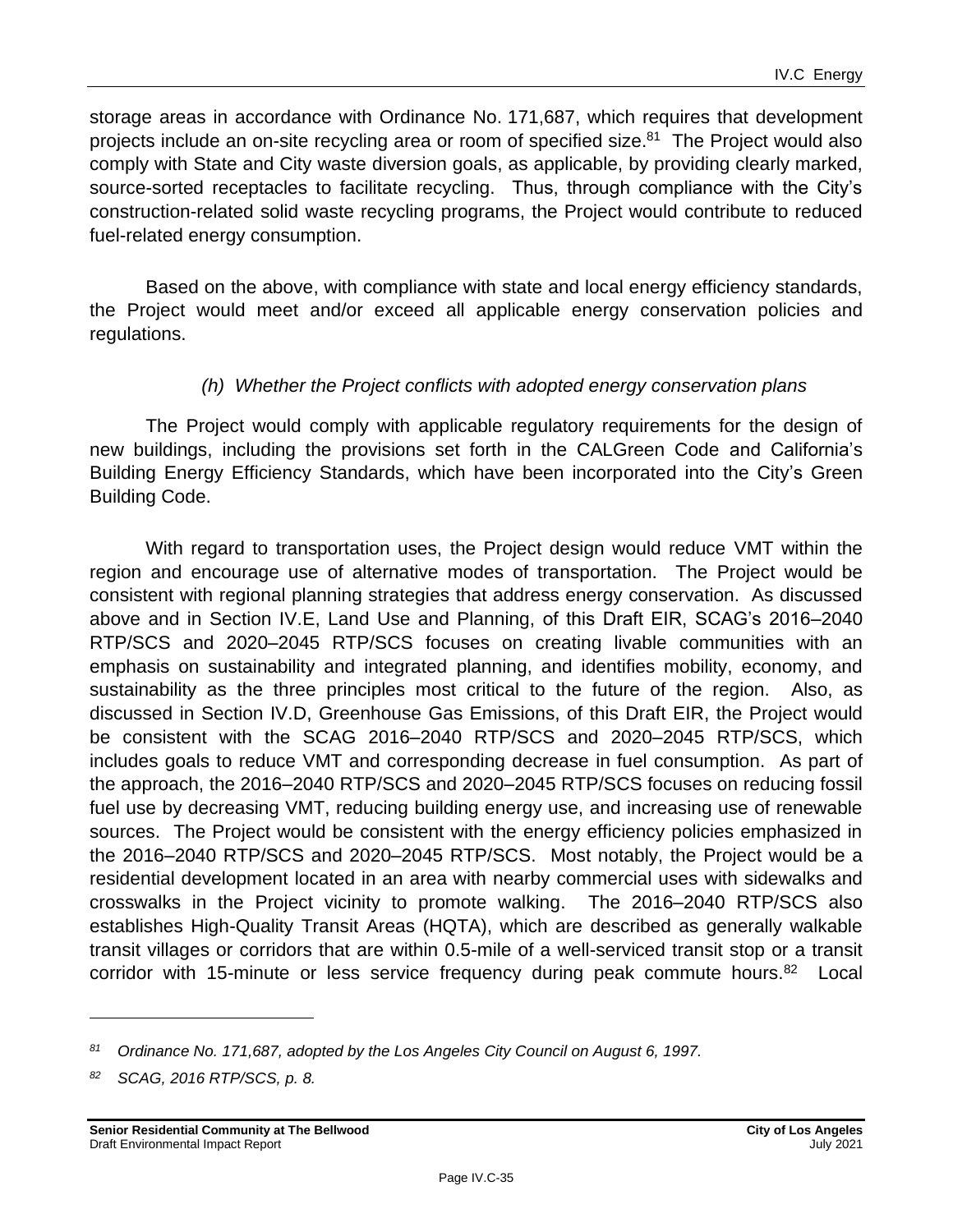storage areas in accordance with Ordinance No. 171,687, which requires that development projects include an on-site recycling area or room of specified size.[81] The Project would also comply with State and City waste diversion goals, as applicable, by providing clearly marked, source-sorted receptacles to facilitate recycling. Thus, through compliance with the City's construction-related solid waste recycling programs, the Project would contribute to reduced fuel-related energy consumption.

Based on the above, with compliance with state and local energy efficiency standards, the Project would meet and/or exceed all applicable energy conservation policies and regulations.

*(h) Whether the Project conflicts with adopted energy conservation plans*

The Project would comply with applicable regulatory requirements for the design of new buildings, including the provisions set forth in the CALGreen Code and California's Building Energy Efficiency Standards, which have been incorporated into the City's Green Building Code.

With regard to transportation uses, the Project design would reduce VMT within the region and encourage use of alternative modes of transportation. The Project would be consistent with regional planning strategies that address energy conservation. As discussed above and in Section IV.E, Land Use and Planning, of this Draft EIR, SCAG's 2016–2040 RTP/SCS and 2020–2045 RTP/SCS focuses on creating livable communities with an emphasis on sustainability and integrated planning, and identifies mobility, economy, and sustainability as the three principles most critical to the future of the region. Also, as discussed in Section IV.D, Greenhouse Gas Emissions, of this Draft EIR, the Project would be consistent with the SCAG 2016–2040 RTP/SCS and 2020–2045 RTP/SCS, which includes goals to reduce VMT and corresponding decrease in fuel consumption. As part of the approach, the 2016–2040 RTP/SCS and 2020–2045 RTP/SCS focuses on reducing fossil fuel use by decreasing VMT, reducing building energy use, and increasing use of renewable sources. The Project would be consistent with the energy efficiency policies emphasized in the 2016–2040 RTP/SCS and 2020–2045 RTP/SCS. Most notably, the Project would be a residential development located in an area with nearby commercial uses with sidewalks and crosswalks in the Project vicinity to promote walking. The 2016–2040 RTP/SCS also establishes High-Quality Transit Areas (HQTA), which are described as generally walkable transit villages or corridors that are within 0.5-mile of a well-serviced transit stop or a transit corridor with 15-minute or less service frequency during peak commute hours.[82] Local

---

[81] *Ordinance No. 171,687, adopted by the Los Angeles City Council on August 6, 1997.*

[82] *SCAG, 2016 RTP/SCS, p. 8.*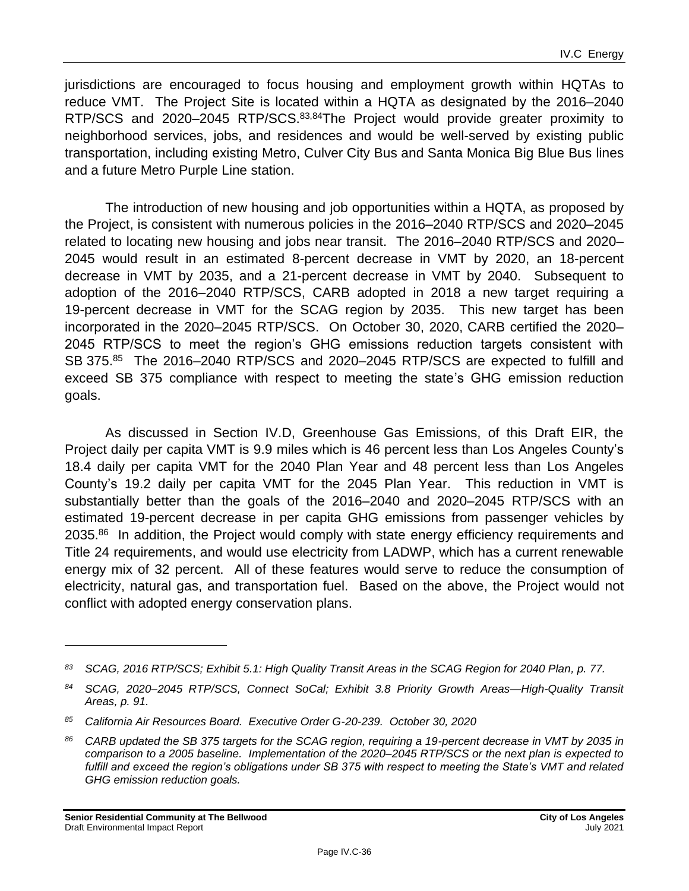jurisdictions are encouraged to focus housing and employment growth within HQTAs to reduce VMT. The Project Site is located within a HQTA as designated by the 2016–2040 RTP/SCS and 2020–2045 RTP/SCS.[83,84]The Project would provide greater proximity to neighborhood services, jobs, and residences and would be well-served by existing public transportation, including existing Metro, Culver City Bus and Santa Monica Big Blue Bus lines and a future Metro Purple Line station.

The introduction of new housing and job opportunities within a HQTA, as proposed by the Project, is consistent with numerous policies in the 2016–2040 RTP/SCS and 2020–2045 related to locating new housing and jobs near transit. The 2016–2040 RTP/SCS and 2020–2045 would result in an estimated 8-percent decrease in VMT by 2020, an 18-percent decrease in VMT by 2035, and a 21-percent decrease in VMT by 2040. Subsequent to adoption of the 2016–2040 RTP/SCS, CARB adopted in 2018 a new target requiring a 19-percent decrease in VMT for the SCAG region by 2035. This new target has been incorporated in the 2020–2045 RTP/SCS. On October 30, 2020, CARB certified the 2020–2045 RTP/SCS to meet the region's GHG emissions reduction targets consistent with SB 375.[85] The 2016–2040 RTP/SCS and 2020–2045 RTP/SCS are expected to fulfill and exceed SB 375 compliance with respect to meeting the state's GHG emission reduction goals.

As discussed in Section IV.D, Greenhouse Gas Emissions, of this Draft EIR, the Project daily per capita VMT is 9.9 miles which is 46 percent less than Los Angeles County's 18.4 daily per capita VMT for the 2040 Plan Year and 48 percent less than Los Angeles County's 19.2 daily per capita VMT for the 2045 Plan Year. This reduction in VMT is substantially better than the goals of the 2016–2040 and 2020–2045 RTP/SCS with an estimated 19-percent decrease in per capita GHG emissions from passenger vehicles by 2035.[86] In addition, the Project would comply with state energy efficiency requirements and Title 24 requirements, and would use electricity from LADWP, which has a current renewable energy mix of 32 percent. All of these features would serve to reduce the consumption of electricity, natural gas, and transportation fuel. Based on the above, the Project would not conflict with adopted energy conservation plans.

---

*[83] SCAG, 2016 RTP/SCS; Exhibit 5.1: High Quality Transit Areas in the SCAG Region for 2040 Plan, p. 77.*

*[84] SCAG, 2020–2045 RTP/SCS, Connect SoCal; Exhibit 3.8 Priority Growth Areas—High-Quality Transit Areas, p. 91.*

*[85] California Air Resources Board. Executive Order G-20-239. October 30, 2020*

*[86] CARB updated the SB 375 targets for the SCAG region, requiring a 19-percent decrease in VMT by 2035 in comparison to a 2005 baseline. Implementation of the 2020–2045 RTP/SCS or the next plan is expected to fulfill and exceed the region's obligations under SB 375 with respect to meeting the State's VMT and related GHG emission reduction goals.*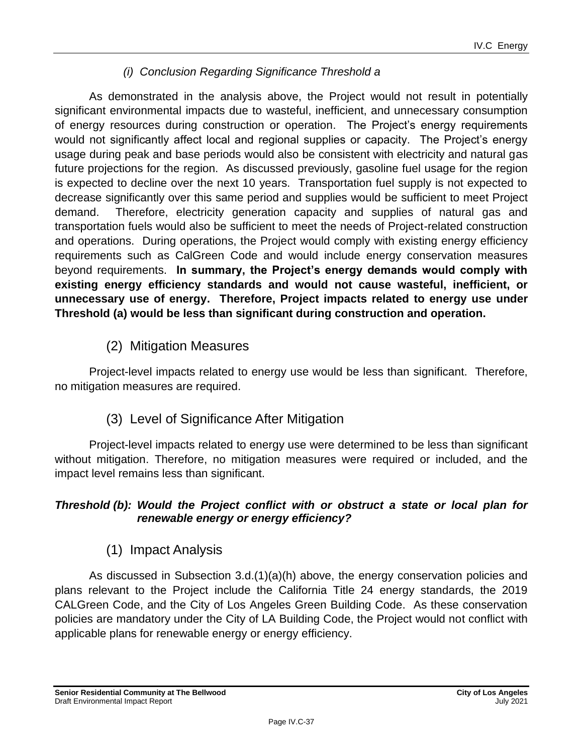#### *(i) Conclusion Regarding Significance Threshold a*

As demonstrated in the analysis above, the Project would not result in potentially significant environmental impacts due to wasteful, inefficient, and unnecessary consumption of energy resources during construction or operation. The Project's energy requirements would not significantly affect local and regional supplies or capacity. The Project's energy usage during peak and base periods would also be consistent with electricity and natural gas future projections for the region. As discussed previously, gasoline fuel usage for the region is expected to decline over the next 10 years. Transportation fuel supply is not expected to decrease significantly over this same period and supplies would be sufficient to meet Project demand. Therefore, electricity generation capacity and supplies of natural gas and transportation fuels would also be sufficient to meet the needs of Project-related construction and operations. During operations, the Project would comply with existing energy efficiency requirements such as CalGreen Code and would include energy conservation measures beyond requirements. **In summary, the Project's energy demands would comply with existing energy efficiency standards and would not cause wasteful, inefficient, or unnecessary use of energy. Therefore, Project impacts related to energy use under Threshold (a) would be less than significant during construction and operation.**

### (2) Mitigation Measures

Project-level impacts related to energy use would be less than significant. Therefore, no mitigation measures are required.

### (3) Level of Significance After Mitigation

Project-level impacts related to energy use were determined to be less than significant without mitigation. Therefore, no mitigation measures were required or included, and the impact level remains less than significant.

***Threshold (b): Would the Project conflict with or obstruct a state or local plan for renewable energy or energy efficiency?***

### (1) Impact Analysis

As discussed in Subsection 3.d.(1)(a)(h) above, the energy conservation policies and plans relevant to the Project include the California Title 24 energy standards, the 2019 CALGreen Code, and the City of Los Angeles Green Building Code. As these conservation policies are mandatory under the City of LA Building Code, the Project would not conflict with applicable plans for renewable energy or energy efficiency.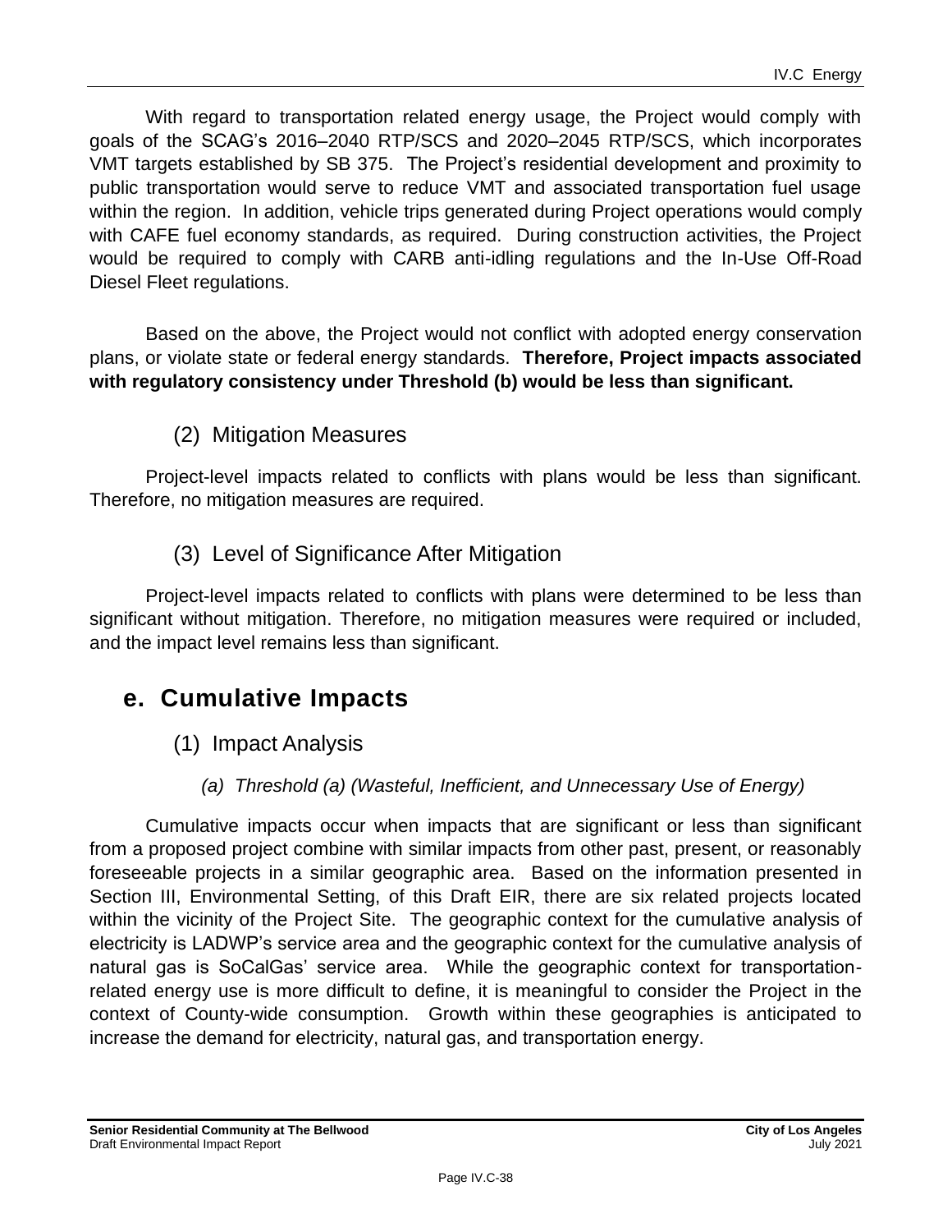With regard to transportation related energy usage, the Project would comply with goals of the SCAG's 2016–2040 RTP/SCS and 2020–2045 RTP/SCS, which incorporates VMT targets established by SB 375. The Project's residential development and proximity to public transportation would serve to reduce VMT and associated transportation fuel usage within the region. In addition, vehicle trips generated during Project operations would comply with CAFE fuel economy standards, as required. During construction activities, the Project would be required to comply with CARB anti-idling regulations and the In-Use Off-Road Diesel Fleet regulations.

Based on the above, the Project would not conflict with adopted energy conservation plans, or violate state or federal energy standards. **Therefore, Project impacts associated with regulatory consistency under Threshold (b) would be less than significant.**

### (2) Mitigation Measures

Project-level impacts related to conflicts with plans would be less than significant. Therefore, no mitigation measures are required.

### (3) Level of Significance After Mitigation

Project-level impacts related to conflicts with plans were determined to be less than significant without mitigation. Therefore, no mitigation measures were required or included, and the impact level remains less than significant.

## e. Cumulative Impacts

### (1) Impact Analysis

#### *(a) Threshold (a) (Wasteful, Inefficient, and Unnecessary Use of Energy)*

Cumulative impacts occur when impacts that are significant or less than significant from a proposed project combine with similar impacts from other past, present, or reasonably foreseeable projects in a similar geographic area. Based on the information presented in Section III, Environmental Setting, of this Draft EIR, there are six related projects located within the vicinity of the Project Site. The geographic context for the cumulative analysis of electricity is LADWP's service area and the geographic context for the cumulative analysis of natural gas is SoCalGas' service area. While the geographic context for transportation-related energy use is more difficult to define, it is meaningful to consider the Project in the context of County-wide consumption. Growth within these geographies is anticipated to increase the demand for electricity, natural gas, and transportation energy.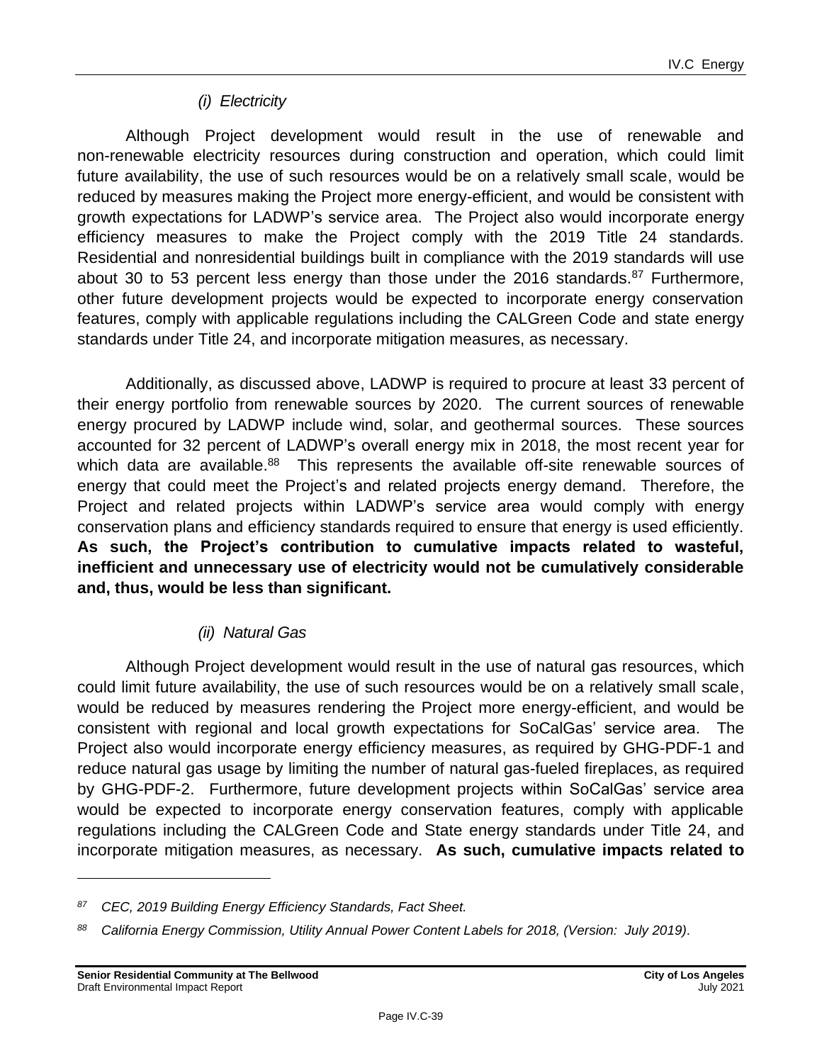*(i) Electricity*

Although Project development would result in the use of renewable and non-renewable electricity resources during construction and operation, which could limit future availability, the use of such resources would be on a relatively small scale, would be reduced by measures making the Project more energy-efficient, and would be consistent with growth expectations for LADWP's service area. The Project also would incorporate energy efficiency measures to make the Project comply with the 2019 Title 24 standards. Residential and nonresidential buildings built in compliance with the 2019 standards will use about 30 to 53 percent less energy than those under the 2016 standards.[87] Furthermore, other future development projects would be expected to incorporate energy conservation features, comply with applicable regulations including the CALGreen Code and state energy standards under Title 24, and incorporate mitigation measures, as necessary.

Additionally, as discussed above, LADWP is required to procure at least 33 percent of their energy portfolio from renewable sources by 2020. The current sources of renewable energy procured by LADWP include wind, solar, and geothermal sources. These sources accounted for 32 percent of LADWP's overall energy mix in 2018, the most recent year for which data are available.[88] This represents the available off-site renewable sources of energy that could meet the Project's and related projects energy demand. Therefore, the Project and related projects within LADWP's service area would comply with energy conservation plans and efficiency standards required to ensure that energy is used efficiently. **As such, the Project's contribution to cumulative impacts related to wasteful, inefficient and unnecessary use of electricity would not be cumulatively considerable and, thus, would be less than significant.**

*(ii) Natural Gas*

Although Project development would result in the use of natural gas resources, which could limit future availability, the use of such resources would be on a relatively small scale, would be reduced by measures rendering the Project more energy-efficient, and would be consistent with regional and local growth expectations for SoCalGas' service area. The Project also would incorporate energy efficiency measures, as required by GHG-PDF-1 and reduce natural gas usage by limiting the number of natural gas-fueled fireplaces, as required by GHG-PDF-2. Furthermore, future development projects within SoCalGas' service area would be expected to incorporate energy conservation features, comply with applicable regulations including the CALGreen Code and State energy standards under Title 24, and incorporate mitigation measures, as necessary. **As such, cumulative impacts related to**

---

*[87] CEC, 2019 Building Energy Efficiency Standards, Fact Sheet.*

*[88] California Energy Commission, Utility Annual Power Content Labels for 2018, (Version: July 2019).*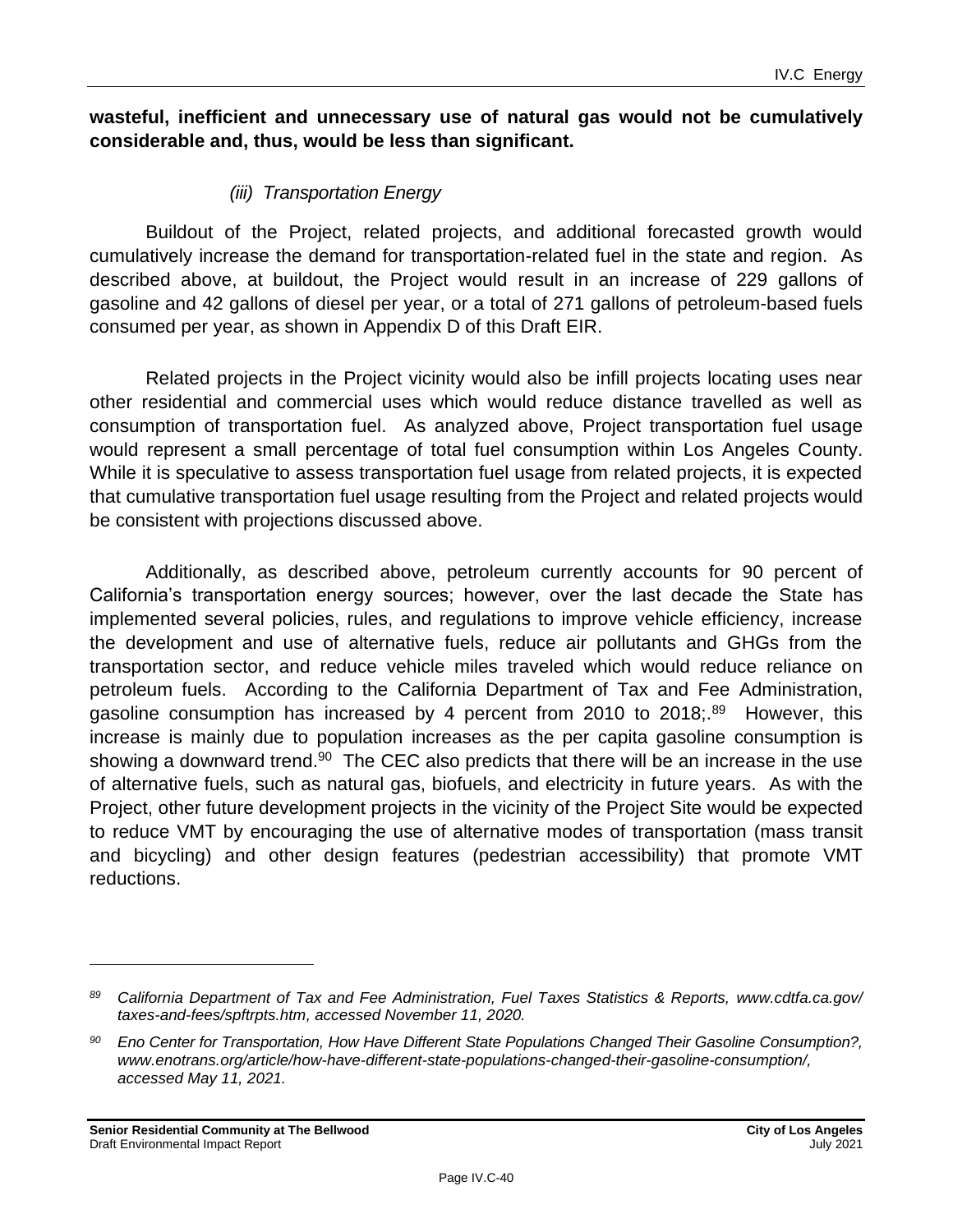**wasteful, inefficient and unnecessary use of natural gas would not be cumulatively considerable and, thus, would be less than significant.**

*(iii) Transportation Energy*

Buildout of the Project, related projects, and additional forecasted growth would cumulatively increase the demand for transportation-related fuel in the state and region. As described above, at buildout, the Project would result in an increase of 229 gallons of gasoline and 42 gallons of diesel per year, or a total of 271 gallons of petroleum-based fuels consumed per year, as shown in Appendix D of this Draft EIR.

Related projects in the Project vicinity would also be infill projects locating uses near other residential and commercial uses which would reduce distance travelled as well as consumption of transportation fuel. As analyzed above, Project transportation fuel usage would represent a small percentage of total fuel consumption within Los Angeles County. While it is speculative to assess transportation fuel usage from related projects, it is expected that cumulative transportation fuel usage resulting from the Project and related projects would be consistent with projections discussed above.

Additionally, as described above, petroleum currently accounts for 90 percent of California's transportation energy sources; however, over the last decade the State has implemented several policies, rules, and regulations to improve vehicle efficiency, increase the development and use of alternative fuels, reduce air pollutants and GHGs from the transportation sector, and reduce vehicle miles traveled which would reduce reliance on petroleum fuels. According to the California Department of Tax and Fee Administration, gasoline consumption has increased by 4 percent from 2010 to 2018;.[89] However, this increase is mainly due to population increases as the per capita gasoline consumption is showing a downward trend.[90] The CEC also predicts that there will be an increase in the use of alternative fuels, such as natural gas, biofuels, and electricity in future years. As with the Project, other future development projects in the vicinity of the Project Site would be expected to reduce VMT by encouraging the use of alternative modes of transportation (mass transit and bicycling) and other design features (pedestrian accessibility) that promote VMT reductions.

---

[89] *California Department of Tax and Fee Administration, Fuel Taxes Statistics & Reports, www.cdtfa.ca.gov/taxes-and-fees/spftrpts.htm, accessed November 11, 2020.*

[90] *Eno Center for Transportation, How Have Different State Populations Changed Their Gasoline Consumption?, www.enotrans.org/article/how-have-different-state-populations-changed-their-gasoline-consumption/, accessed May 11, 2021.*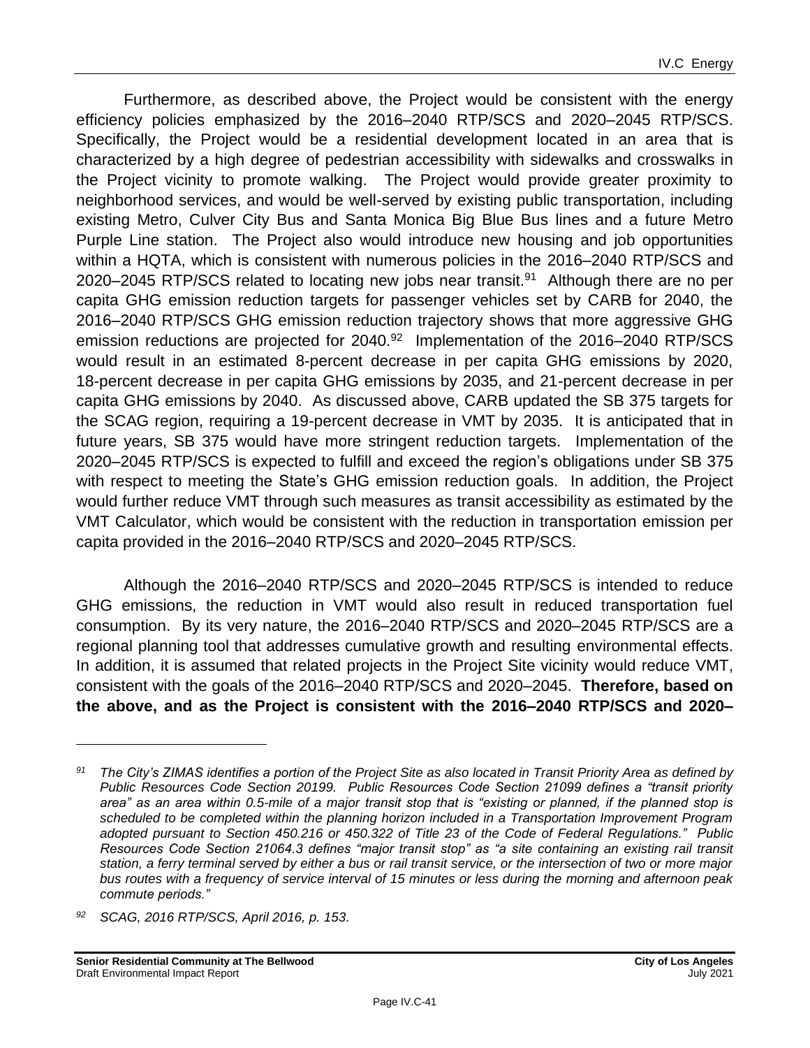Furthermore, as described above, the Project would be consistent with the energy efficiency policies emphasized by the 2016–2040 RTP/SCS and 2020–2045 RTP/SCS. Specifically, the Project would be a residential development located in an area that is characterized by a high degree of pedestrian accessibility with sidewalks and crosswalks in the Project vicinity to promote walking. The Project would provide greater proximity to neighborhood services, and would be well-served by existing public transportation, including existing Metro, Culver City Bus and Santa Monica Big Blue Bus lines and a future Metro Purple Line station. The Project also would introduce new housing and job opportunities within a HQTA, which is consistent with numerous policies in the 2016–2040 RTP/SCS and 2020–2045 RTP/SCS related to locating new jobs near transit.[91] Although there are no per capita GHG emission reduction targets for passenger vehicles set by CARB for 2040, the 2016–2040 RTP/SCS GHG emission reduction trajectory shows that more aggressive GHG emission reductions are projected for 2040.[92] Implementation of the 2016–2040 RTP/SCS would result in an estimated 8-percent decrease in per capita GHG emissions by 2020, 18-percent decrease in per capita GHG emissions by 2035, and 21-percent decrease in per capita GHG emissions by 2040. As discussed above, CARB updated the SB 375 targets for the SCAG region, requiring a 19-percent decrease in VMT by 2035. It is anticipated that in future years, SB 375 would have more stringent reduction targets. Implementation of the 2020–2045 RTP/SCS is expected to fulfill and exceed the region's obligations under SB 375 with respect to meeting the State's GHG emission reduction goals. In addition, the Project would further reduce VMT through such measures as transit accessibility as estimated by the VMT Calculator, which would be consistent with the reduction in transportation emission per capita provided in the 2016–2040 RTP/SCS and 2020–2045 RTP/SCS.

Although the 2016–2040 RTP/SCS and 2020–2045 RTP/SCS is intended to reduce GHG emissions, the reduction in VMT would also result in reduced transportation fuel consumption. By its very nature, the 2016–2040 RTP/SCS and 2020–2045 RTP/SCS are a regional planning tool that addresses cumulative growth and resulting environmental effects. In addition, it is assumed that related projects in the Project Site vicinity would reduce VMT, consistent with the goals of the 2016–2040 RTP/SCS and 2020–2045. **Therefore, based on the above, and as the Project is consistent with the 2016–2040 RTP/SCS and 2020–**

---

*[91] The City's ZIMAS identifies a portion of the Project Site as also located in Transit Priority Area as defined by Public Resources Code Section 20199. Public Resources Code Section 21099 defines a "transit priority area" as an area within 0.5-mile of a major transit stop that is "existing or planned, if the planned stop is scheduled to be completed within the planning horizon included in a Transportation Improvement Program adopted pursuant to Section 450.216 or 450.322 of Title 23 of the Code of Federal Regulations." Public Resources Code Section 21064.3 defines "major transit stop" as "a site containing an existing rail transit station, a ferry terminal served by either a bus or rail transit service, or the intersection of two or more major bus routes with a frequency of service interval of 15 minutes or less during the morning and afternoon peak commute periods."*

*[92] SCAG, 2016 RTP/SCS, April 2016, p. 153.*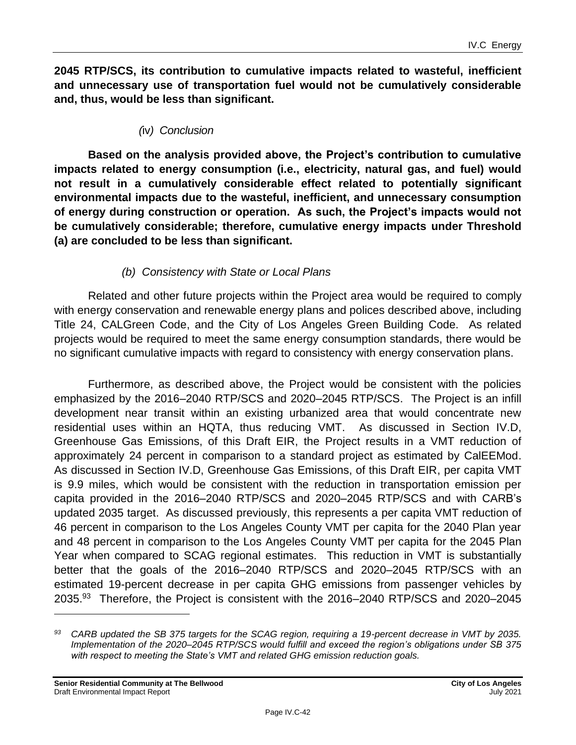**2045 RTP/SCS, its contribution to cumulative impacts related to wasteful, inefficient and unnecessary use of transportation fuel would not be cumulatively considerable and, thus, would be less than significant.**

*(iv) Conclusion*

**Based on the analysis provided above, the Project's contribution to cumulative impacts related to energy consumption (i.e., electricity, natural gas, and fuel) would not result in a cumulatively considerable effect related to potentially significant environmental impacts due to the wasteful, inefficient, and unnecessary consumption of energy during construction or operation. As such, the Project's impacts would not be cumulatively considerable; therefore, cumulative energy impacts under Threshold (a) are concluded to be less than significant.**

*(b) Consistency with State or Local Plans*

Related and other future projects within the Project area would be required to comply with energy conservation and renewable energy plans and polices described above, including Title 24, CALGreen Code, and the City of Los Angeles Green Building Code. As related projects would be required to meet the same energy consumption standards, there would be no significant cumulative impacts with regard to consistency with energy conservation plans.

Furthermore, as described above, the Project would be consistent with the policies emphasized by the 2016–2040 RTP/SCS and 2020–2045 RTP/SCS. The Project is an infill development near transit within an existing urbanized area that would concentrate new residential uses within an HQTA, thus reducing VMT. As discussed in Section IV.D, Greenhouse Gas Emissions, of this Draft EIR, the Project results in a VMT reduction of approximately 24 percent in comparison to a standard project as estimated by CalEEMod. As discussed in Section IV.D, Greenhouse Gas Emissions, of this Draft EIR, per capita VMT is 9.9 miles, which would be consistent with the reduction in transportation emission per capita provided in the 2016–2040 RTP/SCS and 2020–2045 RTP/SCS and with CARB's updated 2035 target. As discussed previously, this represents a per capita VMT reduction of 46 percent in comparison to the Los Angeles County VMT per capita for the 2040 Plan year and 48 percent in comparison to the Los Angeles County VMT per capita for the 2045 Plan Year when compared to SCAG regional estimates. This reduction in VMT is substantially better that the goals of the 2016–2040 RTP/SCS and 2020–2045 RTP/SCS with an estimated 19-percent decrease in per capita GHG emissions from passenger vehicles by 2035.[93] Therefore, the Project is consistent with the 2016–2040 RTP/SCS and 2020–2045

[93] *CARB updated the SB 375 targets for the SCAG region, requiring a 19-percent decrease in VMT by 2035. Implementation of the 2020–2045 RTP/SCS would fulfill and exceed the region's obligations under SB 375 with respect to meeting the State's VMT and related GHG emission reduction goals.*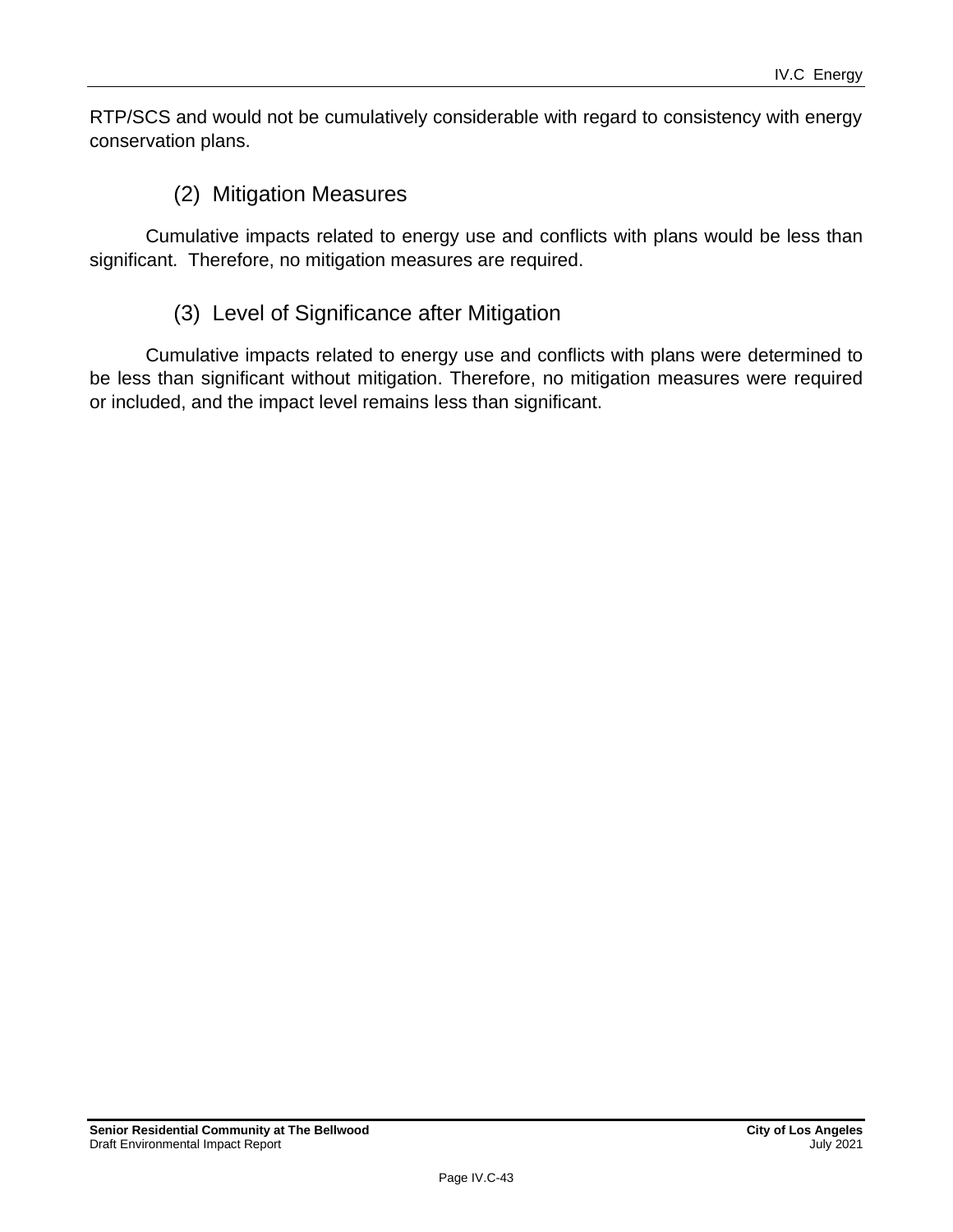RTP/SCS and would not be cumulatively considerable with regard to consistency with energy conservation plans.

#### (2) Mitigation Measures

Cumulative impacts related to energy use and conflicts with plans would be less than significant. Therefore, no mitigation measures are required.

#### (3) Level of Significance after Mitigation

Cumulative impacts related to energy use and conflicts with plans were determined to be less than significant without mitigation. Therefore, no mitigation measures were required or included, and the impact level remains less than significant.